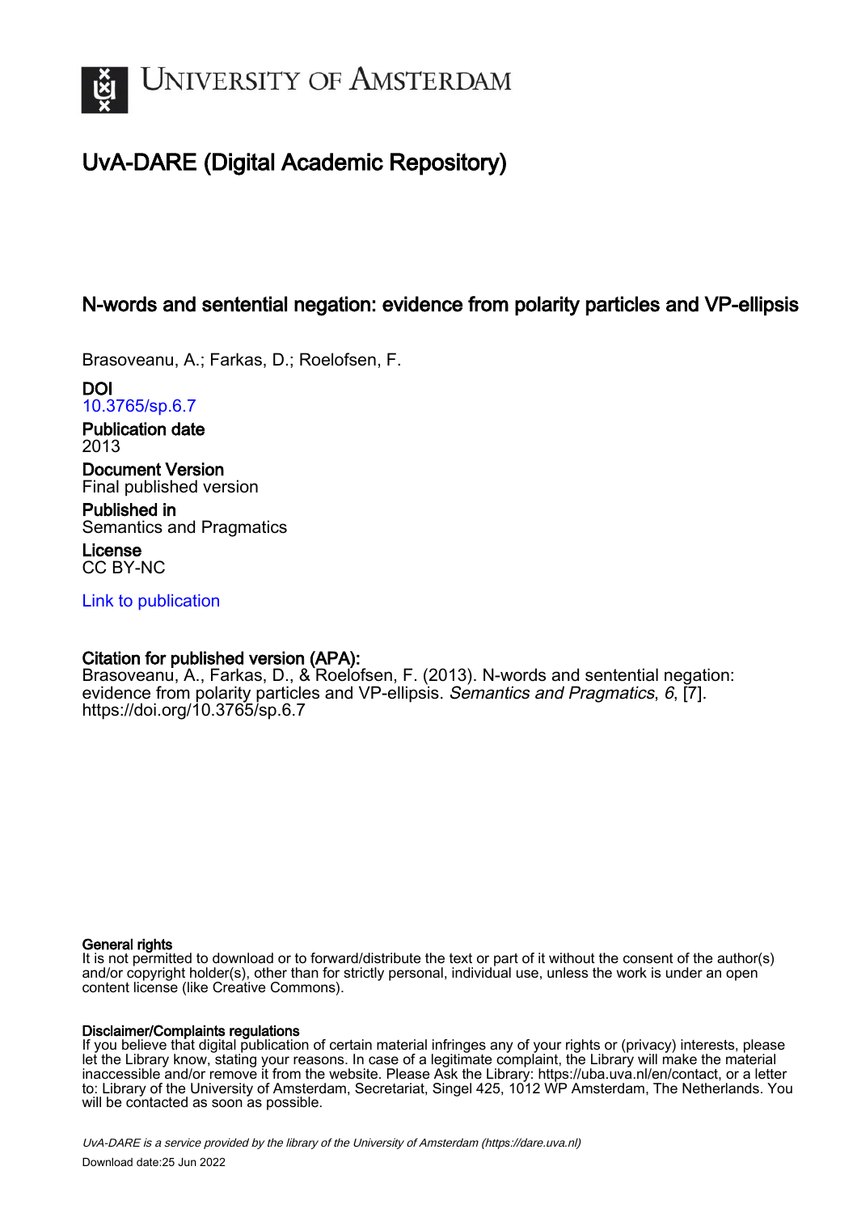# UvA-DARE (Digital Academic Repository)

## N-words and sentential negation: evidence from polarity particles and VP-ellipsis

Brasoveanu, A.; Farkas, D.; Roelofsen, F.

**DOI**
10.3765/sp.6.7

**Publication date**
2013

**Document Version**
Final published version

**Published in**
Semantics and Pragmatics

**License**
CC BY-NC

Link to publication

**Citation for published version (APA):**
Brasoveanu, A., Farkas, D., & Roelofsen, F. (2013). N-words and sentential negation: evidence from polarity particles and VP-ellipsis. *Semantics and Pragmatics*, *6*, [7]. https://doi.org/10.3765/sp.6.7

**General rights**
It is not permitted to download or to forward/distribute the text or part of it without the consent of the author(s) and/or copyright holder(s), other than for strictly personal, individual use, unless the work is under an open content license (like Creative Commons).

**Disclaimer/Complaints regulations**
If you believe that digital publication of certain material infringes any of your rights or (privacy) interests, please let the Library know, stating your reasons. In case of a legitimate complaint, the Library will make the material inaccessible and/or remove it from the website. Please Ask the Library: https://uba.uva.nl/en/contact, or a letter to: Library of the University of Amsterdam, Secretariat, Singel 425, 1012 WP Amsterdam, The Netherlands. You will be contacted as soon as possible.

*UvA-DARE is a service provided by the library of the University of Amsterdam (https://dare.uva.nl)*
Download date:25 Jun 2022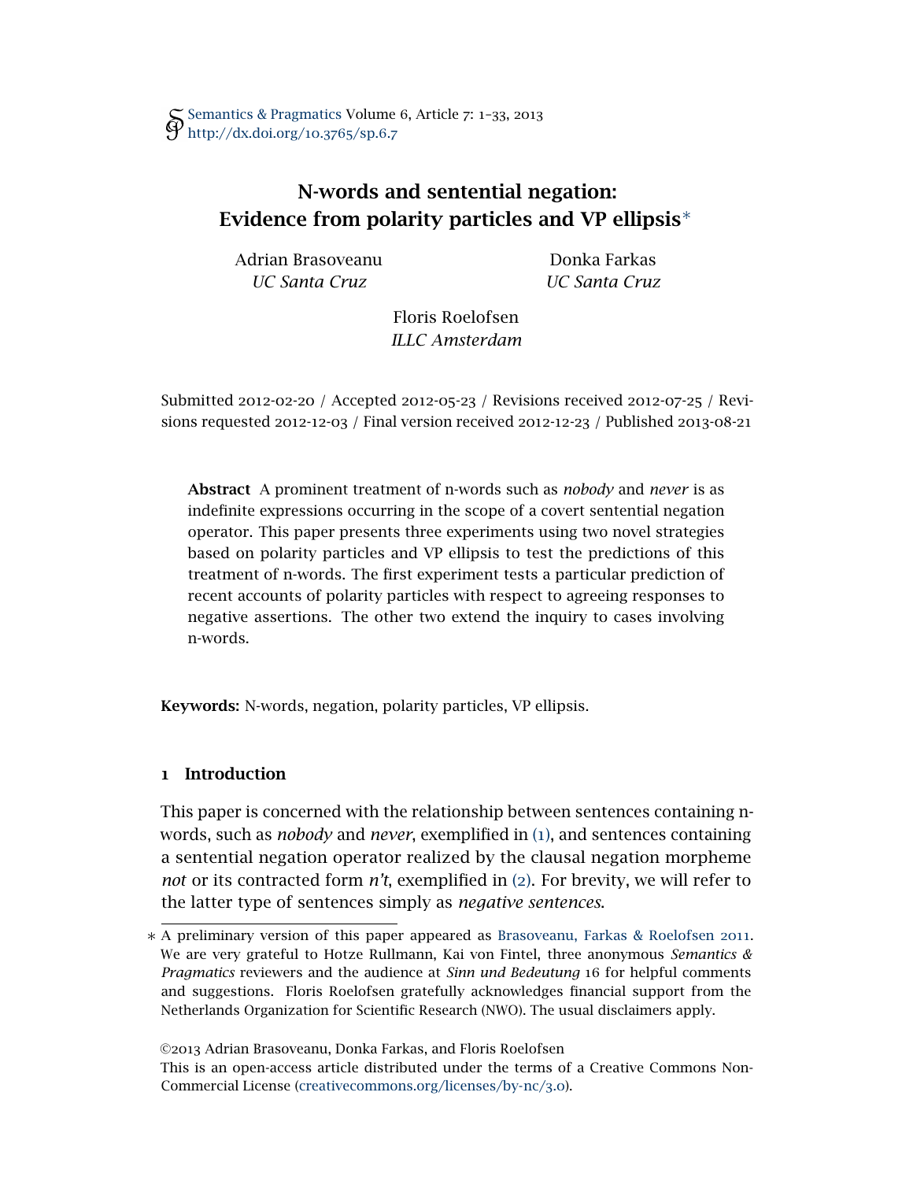# N-words and sentential negation: Evidence from polarity particles and VP ellipsis*

Adrian Brasoveanu
*UC Santa Cruz*

Donka Farkas
*UC Santa Cruz*

Floris Roelofsen
*ILLC Amsterdam*

Submitted 2012-02-20 / Accepted 2012-05-23 / Revisions received 2012-07-25 / Revisions requested 2012-12-03 / Final version received 2012-12-23 / Published 2013-08-21

**Abstract** A prominent treatment of n-words such as *nobody* and *never* is as indefinite expressions occurring in the scope of a covert sentential negation operator. This paper presents three experiments using two novel strategies based on polarity particles and VP ellipsis to test the predictions of this treatment of n-words. The first experiment tests a particular prediction of recent accounts of polarity particles with respect to agreeing responses to negative assertions. The other two extend the inquiry to cases involving n-words.

**Keywords:** N-words, negation, polarity particles, VP ellipsis.

## 1 Introduction

This paper is concerned with the relationship between sentences containing n-words, such as *nobody* and *never*, exemplified in (1), and sentences containing a sentential negation operator realized by the clausal negation morpheme *not* or its contracted form *n't*, exemplified in (2). For brevity, we will refer to the latter type of sentences simply as *negative sentences*.

∗ A preliminary version of this paper appeared as Brasoveanu, Farkas & Roelofsen 2011. We are very grateful to Hotze Rullmann, Kai von Fintel, three anonymous *Semantics & Pragmatics* reviewers and the audience at *Sinn und Bedeutung* 16 for helpful comments and suggestions. Floris Roelofsen gratefully acknowledges financial support from the Netherlands Organization for Scientific Research (NWO). The usual disclaimers apply.

©2013 Adrian Brasoveanu, Donka Farkas, and Floris Roelofsen
This is an open-access article distributed under the terms of a Creative Commons Non-Commercial License (creativecommons.org/licenses/by-nc/3.0).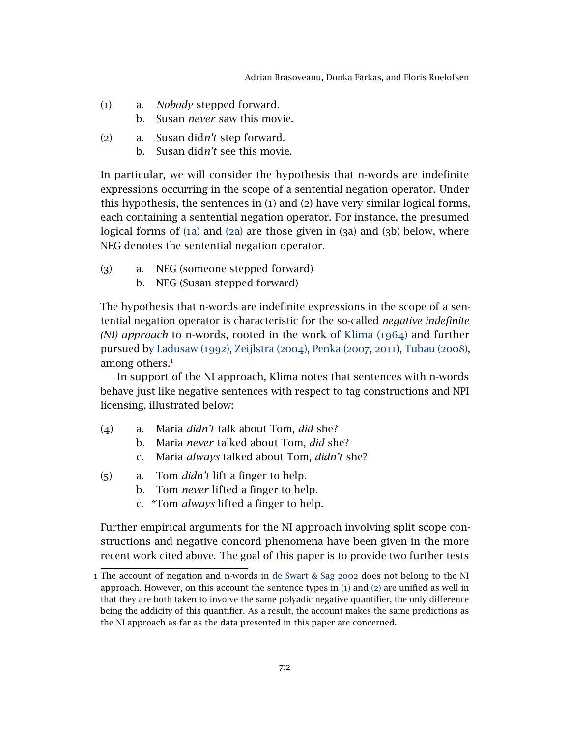(1) a. *Nobody* stepped forward.
    b. Susan *never* saw this movie.

(2) a. Susan did*n't* step forward.
    b. Susan did*n't* see this movie.

In particular, we will consider the hypothesis that n-words are indefinite expressions occurring in the scope of a sentential negation operator. Under this hypothesis, the sentences in (1) and (2) have very similar logical forms, each containing a sentential negation operator. For instance, the presumed logical forms of (1a) and (2a) are those given in (3a) and (3b) below, where NEG denotes the sentential negation operator.

(3) a. NEG (someone stepped forward)
    b. NEG (Susan stepped forward)

The hypothesis that n-words are indefinite expressions in the scope of a sentential negation operator is characteristic for the so-called *negative indefinite (NI) approach* to n-words, rooted in the work of Klima (1964) and further pursued by Ladusaw (1992), Zeijlstra (2004), Penka (2007, 2011), Tubau (2008), among others.[1]

In support of the NI approach, Klima notes that sentences with n-words behave just like negative sentences with respect to tag constructions and NPI licensing, illustrated below:

(4) a. Maria *didn't* talk about Tom, *did* she?
    b. Maria *never* talked about Tom, *did* she?
    c. Maria *always* talked about Tom, *didn't* she?

(5) a. Tom *didn't* lift a finger to help.
    b. Tom *never* lifted a finger to help.
    c. *Tom *always* lifted a finger to help.

Further empirical arguments for the NI approach involving split scope constructions and negative concord phenomena have been given in the more recent work cited above. The goal of this paper is to provide two further tests

---

1 The account of negation and n-words in de Swart & Sag 2002 does not belong to the NI approach. However, on this account the sentence types in (1) and (2) are unified as well in that they are both taken to involve the same polyadic negative quantifier, the only difference being the addicity of this quantifier. As a result, the account makes the same predictions as the NI approach as far as the data presented in this paper are concerned.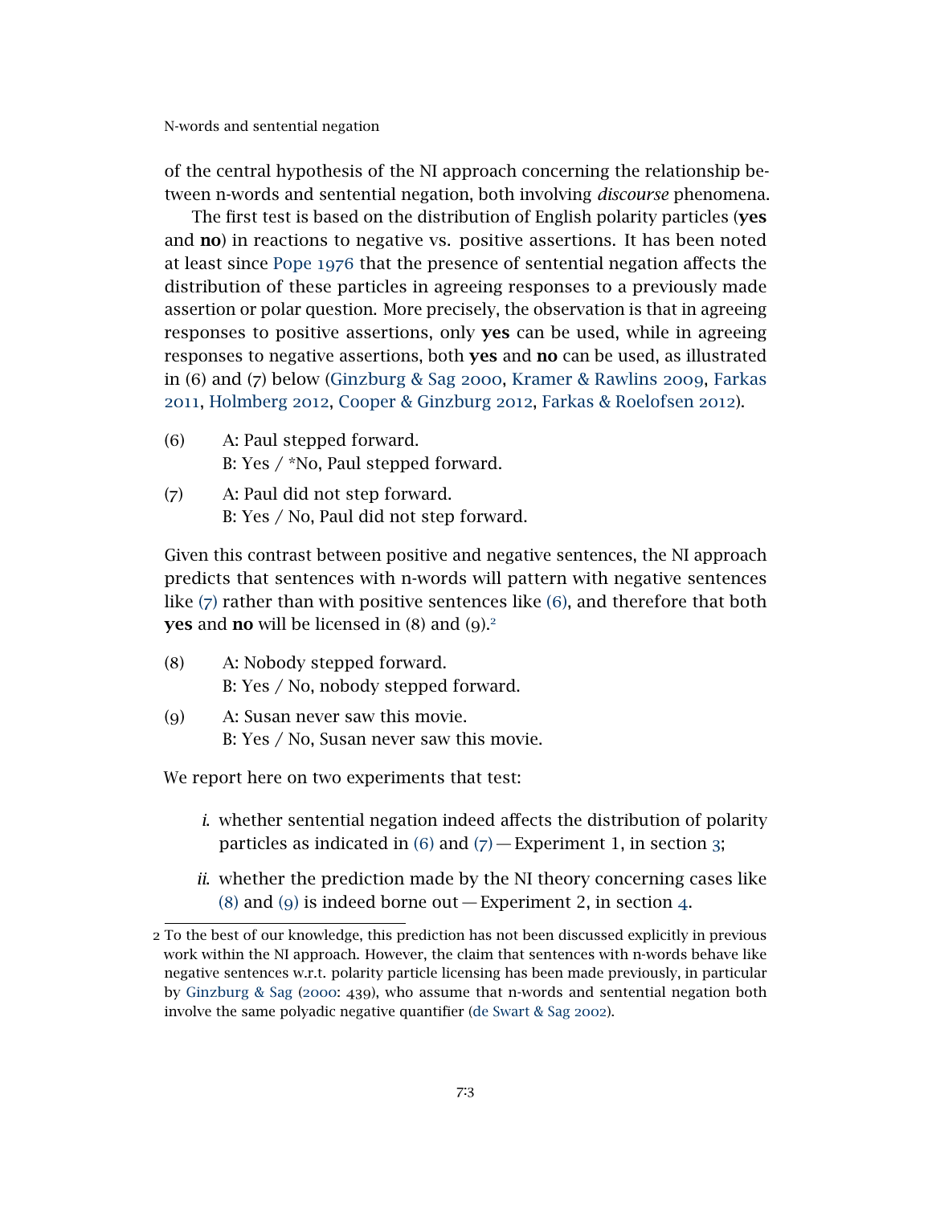of the central hypothesis of the NI approach concerning the relationship between n-words and sentential negation, both involving *discourse* phenomena.

The first test is based on the distribution of English polarity particles (**yes** and **no**) in reactions to negative vs. positive assertions. It has been noted at least since Pope 1976 that the presence of sentential negation affects the distribution of these particles in agreeing responses to a previously made assertion or polar question. More precisely, the observation is that in agreeing responses to positive assertions, only **yes** can be used, while in agreeing responses to negative assertions, both **yes** and **no** can be used, as illustrated in (6) and (7) below (Ginzburg & Sag 2000, Kramer & Rawlins 2009, Farkas 2011, Holmberg 2012, Cooper & Ginzburg 2012, Farkas & Roelofsen 2012).

(6) A: Paul stepped forward.
B: Yes / *No, Paul stepped forward.

(7) A: Paul did not step forward.
B: Yes / No, Paul did not step forward.

Given this contrast between positive and negative sentences, the NI approach predicts that sentences with n-words will pattern with negative sentences like (7) rather than with positive sentences like (6), and therefore that both **yes** and **no** will be licensed in (8) and (9).[2]

(8) A: Nobody stepped forward.
B: Yes / No, nobody stepped forward.

(9) A: Susan never saw this movie.
B: Yes / No, Susan never saw this movie.

We report here on two experiments that test:

*i.* whether sentential negation indeed affects the distribution of polarity particles as indicated in (6) and (7) — Experiment 1, in section 3;

*ii.* whether the prediction made by the NI theory concerning cases like (8) and (9) is indeed borne out — Experiment 2, in section 4.

---

2 To the best of our knowledge, this prediction has not been discussed explicitly in previous work within the NI approach. However, the claim that sentences with n-words behave like negative sentences w.r.t. polarity particle licensing has been made previously, in particular by Ginzburg & Sag (2000: 439), who assume that n-words and sentential negation both involve the same polyadic negative quantifier (de Swart & Sag 2002).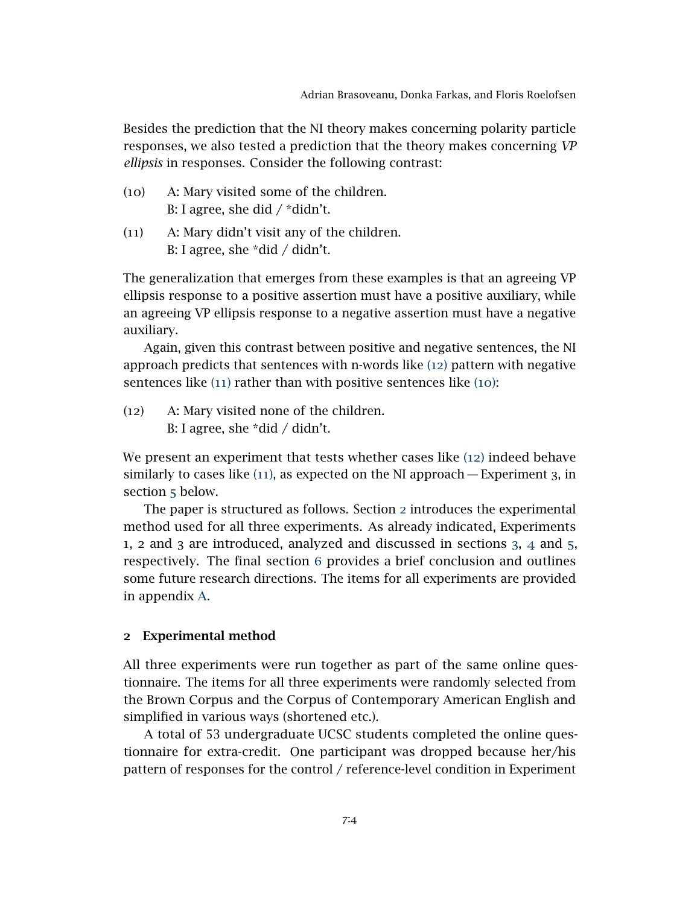Besides the prediction that the NI theory makes concerning polarity particle responses, we also tested a prediction that the theory makes concerning *VP ellipsis* in responses. Consider the following contrast:

(10) A: Mary visited some of the children.
B: I agree, she did / *didn't.

(11) A: Mary didn't visit any of the children.
B: I agree, she *did / didn't.

The generalization that emerges from these examples is that an agreeing VP ellipsis response to a positive assertion must have a positive auxiliary, while an agreeing VP ellipsis response to a negative assertion must have a negative auxiliary.

Again, given this contrast between positive and negative sentences, the NI approach predicts that sentences with n-words like (12) pattern with negative sentences like (11) rather than with positive sentences like (10):

(12) A: Mary visited none of the children.
B: I agree, she *did / didn't.

We present an experiment that tests whether cases like (12) indeed behave similarly to cases like (11), as expected on the NI approach — Experiment 3, in section 5 below.

The paper is structured as follows. Section 2 introduces the experimental method used for all three experiments. As already indicated, Experiments 1, 2 and 3 are introduced, analyzed and discussed in sections 3, 4 and 5, respectively. The final section 6 provides a brief conclusion and outlines some future research directions. The items for all experiments are provided in appendix A.

## 2 Experimental method

All three experiments were run together as part of the same online questionnaire. The items for all three experiments were randomly selected from the Brown Corpus and the Corpus of Contemporary American English and simplified in various ways (shortened etc.).

A total of 53 undergraduate UCSC students completed the online questionnaire for extra-credit. One participant was dropped because her/his pattern of responses for the control / reference-level condition in Experiment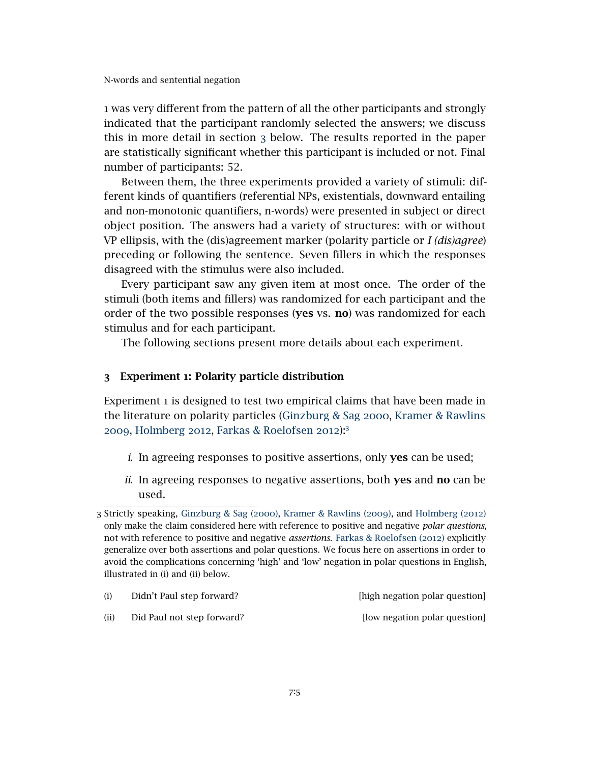1 was very different from the pattern of all the other participants and strongly indicated that the participant randomly selected the answers; we discuss this in more detail in section 3 below. The results reported in the paper are statistically significant whether this participant is included or not. Final number of participants: 52.

Between them, the three experiments provided a variety of stimuli: different kinds of quantifiers (referential NPs, existentials, downward entailing and non-monotonic quantifiers, n-words) were presented in subject or direct object position. The answers had a variety of structures: with or without VP ellipsis, with the (dis)agreement marker (polarity particle or *I (dis)agree*) preceding or following the sentence. Seven fillers in which the responses disagreed with the stimulus were also included.

Every participant saw any given item at most once. The order of the stimuli (both items and fillers) was randomized for each participant and the order of the two possible responses (**yes** vs. **no**) was randomized for each stimulus and for each participant.

The following sections present more details about each experiment.

## 3 Experiment 1: Polarity particle distribution

Experiment 1 is designed to test two empirical claims that have been made in the literature on polarity particles (Ginzburg & Sag 2000, Kramer & Rawlins 2009, Holmberg 2012, Farkas & Roelofsen 2012):[3]

*i.* In agreeing responses to positive assertions, only **yes** can be used;

*ii.* In agreeing responses to negative assertions, both **yes** and **no** can be used.

3 Strictly speaking, Ginzburg & Sag (2000), Kramer & Rawlins (2009), and Holmberg (2012) only make the claim considered here with reference to positive and negative *polar questions*, not with reference to positive and negative *assertions*. Farkas & Roelofsen (2012) explicitly generalize over both assertions and polar questions. We focus here on assertions in order to avoid the complications concerning 'high' and 'low' negation in polar questions in English, illustrated in (i) and (ii) below.

(i) Didn't Paul step forward? [high negation polar question]

(ii) Did Paul not step forward? [low negation polar question]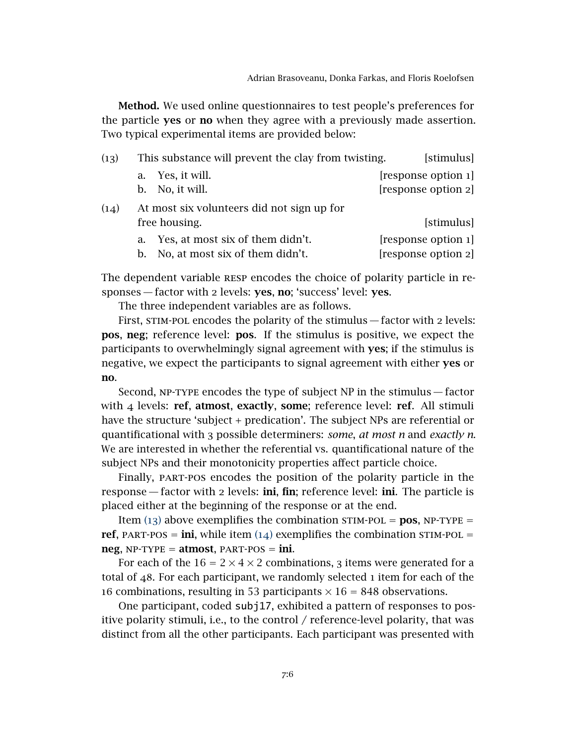**Method.** We used online questionnaires to test people's preferences for the particle **yes** or **no** when they agree with a previously made assertion. Two typical experimental items are provided below:

(13) This substance will prevent the clay from twisting. [stimulus]

  a. Yes, it will. [response option 1]

  b. No, it will. [response option 2]

(14) At most six volunteers did not sign up for free housing. [stimulus]

  a. Yes, at most six of them didn't. [response option 1]

  b. No, at most six of them didn't. [response option 2]

The dependent variable RESP encodes the choice of polarity particle in responses — factor with 2 levels: **yes**, **no**; 'success' level: **yes**.

The three independent variables are as follows.

First, STIM-POL encodes the polarity of the stimulus — factor with 2 levels: **pos**, **neg**; reference level: **pos**. If the stimulus is positive, we expect the participants to overwhelmingly signal agreement with **yes**; if the stimulus is negative, we expect the participants to signal agreement with either **yes** or **no**.

Second, NP-TYPE encodes the type of subject NP in the stimulus — factor with 4 levels: **ref**, **atmost**, **exactly**, **some**; reference level: **ref**. All stimuli have the structure 'subject + predication'. The subject NPs are referential or quantificational with 3 possible determiners: *some*, *at most n* and *exactly n*. We are interested in whether the referential vs. quantificational nature of the subject NPs and their monotonicity properties affect particle choice.

Finally, PART-POS encodes the position of the polarity particle in the response — factor with 2 levels: **ini**, **fin**; reference level: **ini**. The particle is placed either at the beginning of the response or at the end.

Item (13) above exemplifies the combination STIM-POL = **pos**, NP-TYPE = **ref**, PART-POS = **ini**, while item (14) exemplifies the combination STIM-POL = **neg**, NP-TYPE = **atmost**, PART-POS = **ini**.

For each of the $16 = 2 \times 4 \times 2$ combinations, 3 items were generated for a total of 48. For each participant, we randomly selected 1 item for each of the 16 combinations, resulting in 53 participants $\times$ 16 = 848 observations.

One participant, coded `subj17`, exhibited a pattern of responses to positive polarity stimuli, i.e., to the control / reference-level polarity, that was distinct from all the other participants. Each participant was presented with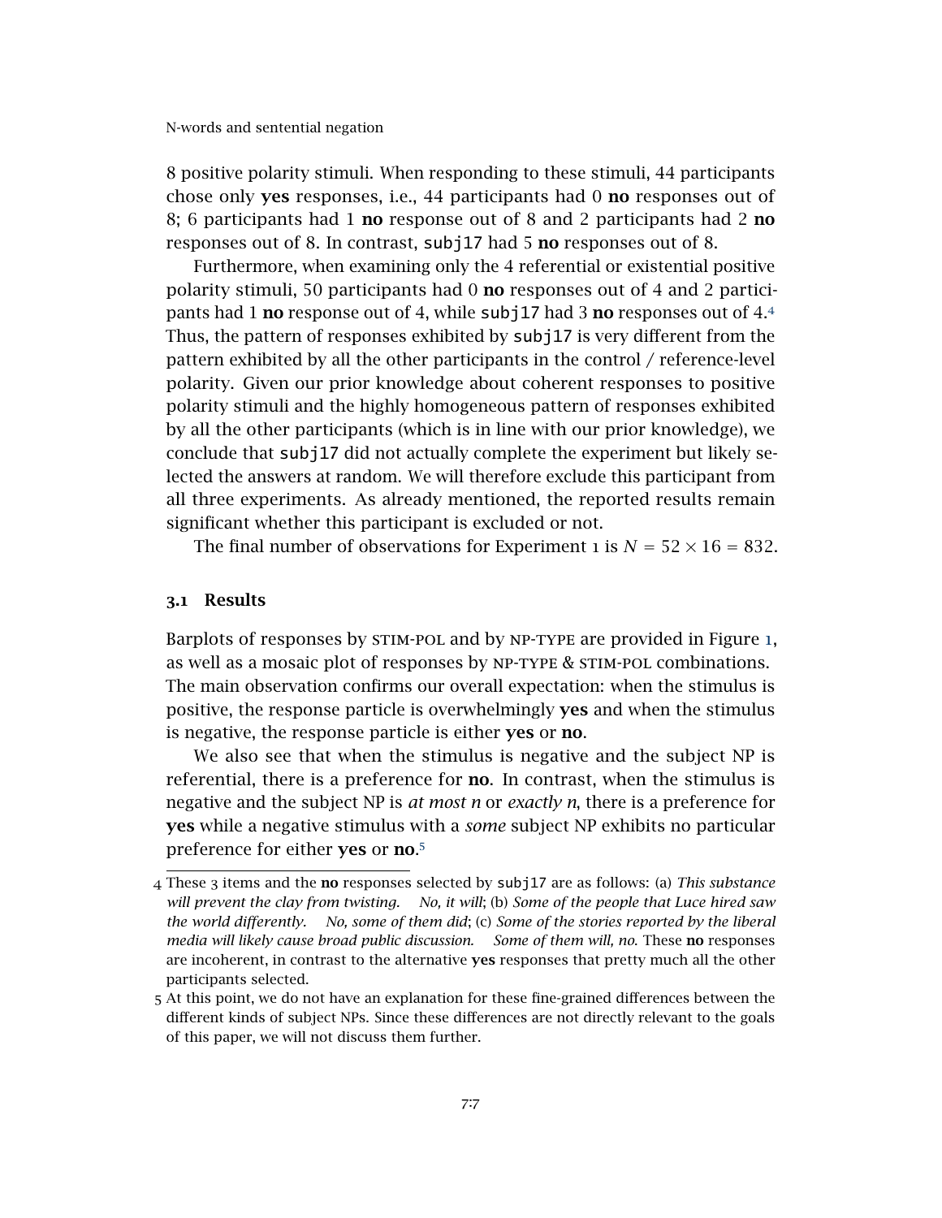8 positive polarity stimuli. When responding to these stimuli, 44 participants chose only **yes** responses, i.e., 44 participants had 0 **no** responses out of 8; 6 participants had 1 **no** response out of 8 and 2 participants had 2 **no** responses out of 8. In contrast, `subj17` had 5 **no** responses out of 8.

Furthermore, when examining only the 4 referential or existential positive polarity stimuli, 50 participants had 0 **no** responses out of 4 and 2 participants had 1 **no** response out of 4, while `subj17` had 3 **no** responses out of 4.[4] Thus, the pattern of responses exhibited by `subj17` is very different from the pattern exhibited by all the other participants in the control / reference-level polarity. Given our prior knowledge about coherent responses to positive polarity stimuli and the highly homogeneous pattern of responses exhibited by all the other participants (which is in line with our prior knowledge), we conclude that `subj17` did not actually complete the experiment but likely selected the answers at random. We will therefore exclude this participant from all three experiments. As already mentioned, the reported results remain significant whether this participant is excluded or not.

The final number of observations for Experiment 1 is $N = 52 \times 16 = 832$.

### 3.1 Results

Barplots of responses by STIM-POL and by NP-TYPE are provided in Figure 1, as well as a mosaic plot of responses by NP-TYPE & STIM-POL combinations. The main observation confirms our overall expectation: when the stimulus is positive, the response particle is overwhelmingly **yes** and when the stimulus is negative, the response particle is either **yes** or **no**.

We also see that when the stimulus is negative and the subject NP is referential, there is a preference for **no**. In contrast, when the stimulus is negative and the subject NP is *at most n* or *exactly n*, there is a preference for **yes** while a negative stimulus with a *some* subject NP exhibits no particular preference for either **yes** or **no**.[5]

---

4 These 3 items and the **no** responses selected by `subj17` are as follows: (a) *This substance will prevent the clay from twisting.* *No, it will*; (b) *Some of the people that Luce hired saw the world differently.* *No, some of them did*; (c) *Some of the stories reported by the liberal media will likely cause broad public discussion.* *Some of them will, no.* These **no** responses are incoherent, in contrast to the alternative **yes** responses that pretty much all the other participants selected.

5 At this point, we do not have an explanation for these fine-grained differences between the different kinds of subject NPs. Since these differences are not directly relevant to the goals of this paper, we will not discuss them further.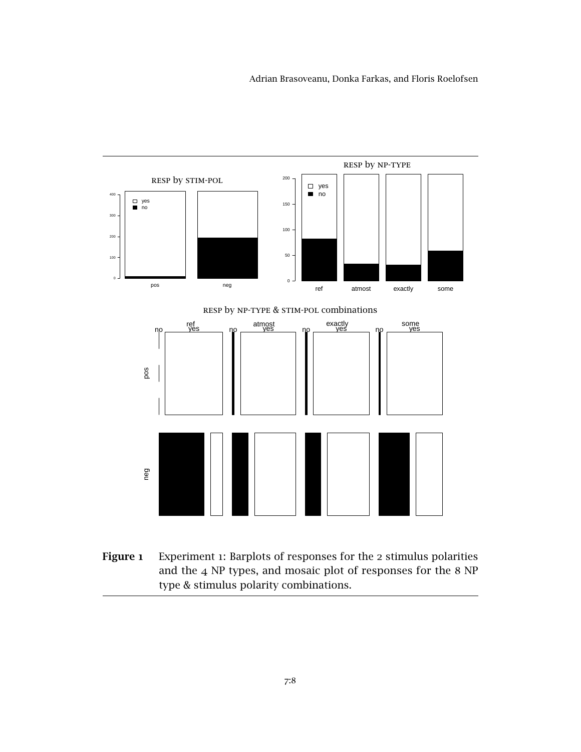**Figure 1** Experiment 1: Barplots of responses for the 2 stimulus polarities and the 4 NP types, and mosaic plot of responses for the 8 NP type & stimulus polarity combinations.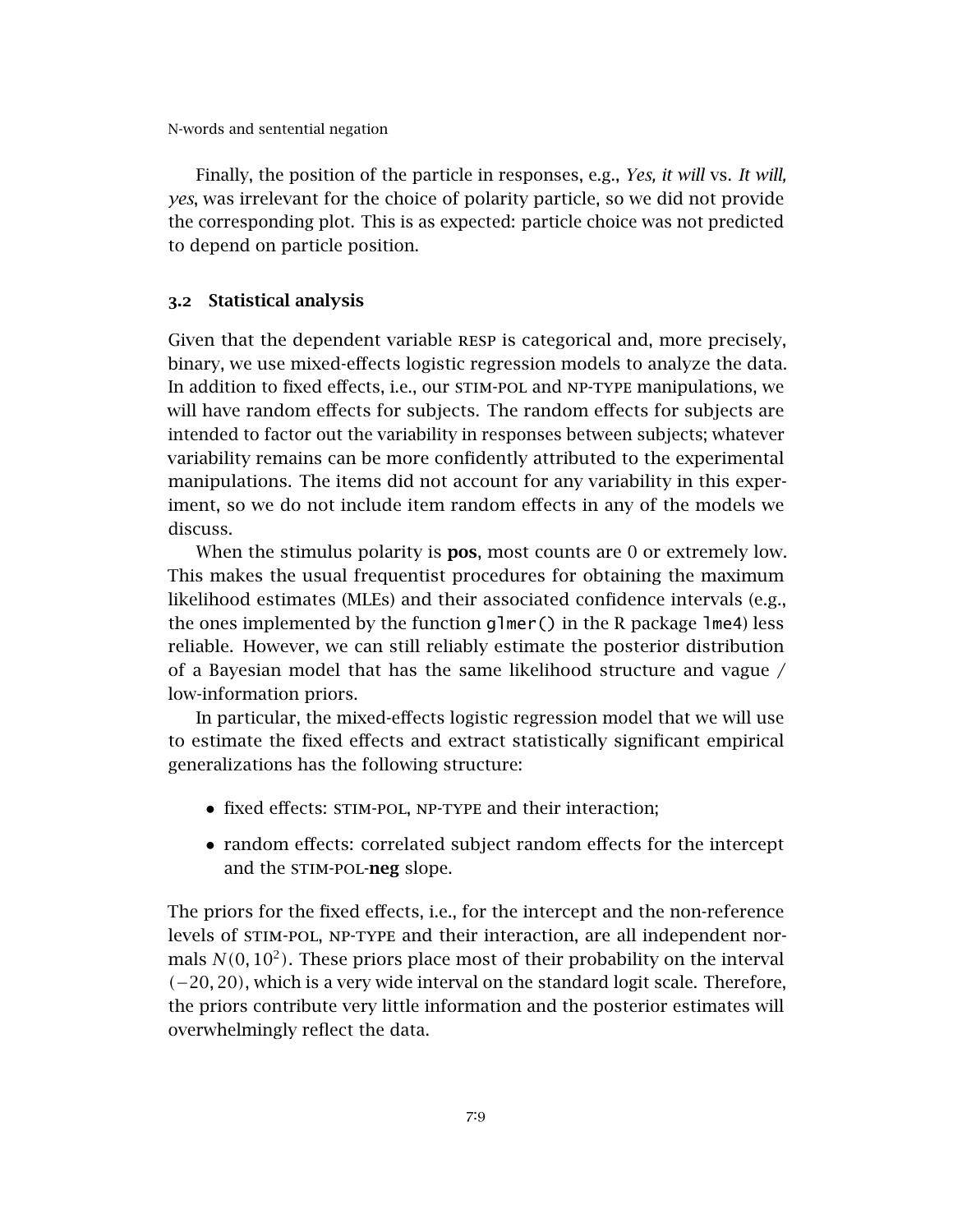Finally, the position of the particle in responses, e.g., *Yes, it will* vs. *It will, yes*, was irrelevant for the choice of polarity particle, so we did not provide the corresponding plot. This is as expected: particle choice was not predicted to depend on particle position.

### 3.2 Statistical analysis

Given that the dependent variable RESP is categorical and, more precisely, binary, we use mixed-effects logistic regression models to analyze the data. In addition to fixed effects, i.e., our STIM-POL and NP-TYPE manipulations, we will have random effects for subjects. The random effects for subjects are intended to factor out the variability in responses between subjects; whatever variability remains can be more confidently attributed to the experimental manipulations. The items did not account for any variability in this experiment, so we do not include item random effects in any of the models we discuss.

When the stimulus polarity is **pos**, most counts are 0 or extremely low. This makes the usual frequentist procedures for obtaining the maximum likelihood estimates (MLEs) and their associated confidence intervals (e.g., the ones implemented by the function `glmer()` in the R package `lme4`) less reliable. However, we can still reliably estimate the posterior distribution of a Bayesian model that has the same likelihood structure and vague / low-information priors.

In particular, the mixed-effects logistic regression model that we will use to estimate the fixed effects and extract statistically significant empirical generalizations has the following structure:

- fixed effects: STIM-POL, NP-TYPE and their interaction;
- random effects: correlated subject random effects for the intercept and the STIM-POL-**neg** slope.

The priors for the fixed effects, i.e., for the intercept and the non-reference levels of STIM-POL, NP-TYPE and their interaction, are all independent normals $N(0, 10^2)$. These priors place most of their probability on the interval $(-20, 20)$, which is a very wide interval on the standard logit scale. Therefore, the priors contribute very little information and the posterior estimates will overwhelmingly reflect the data.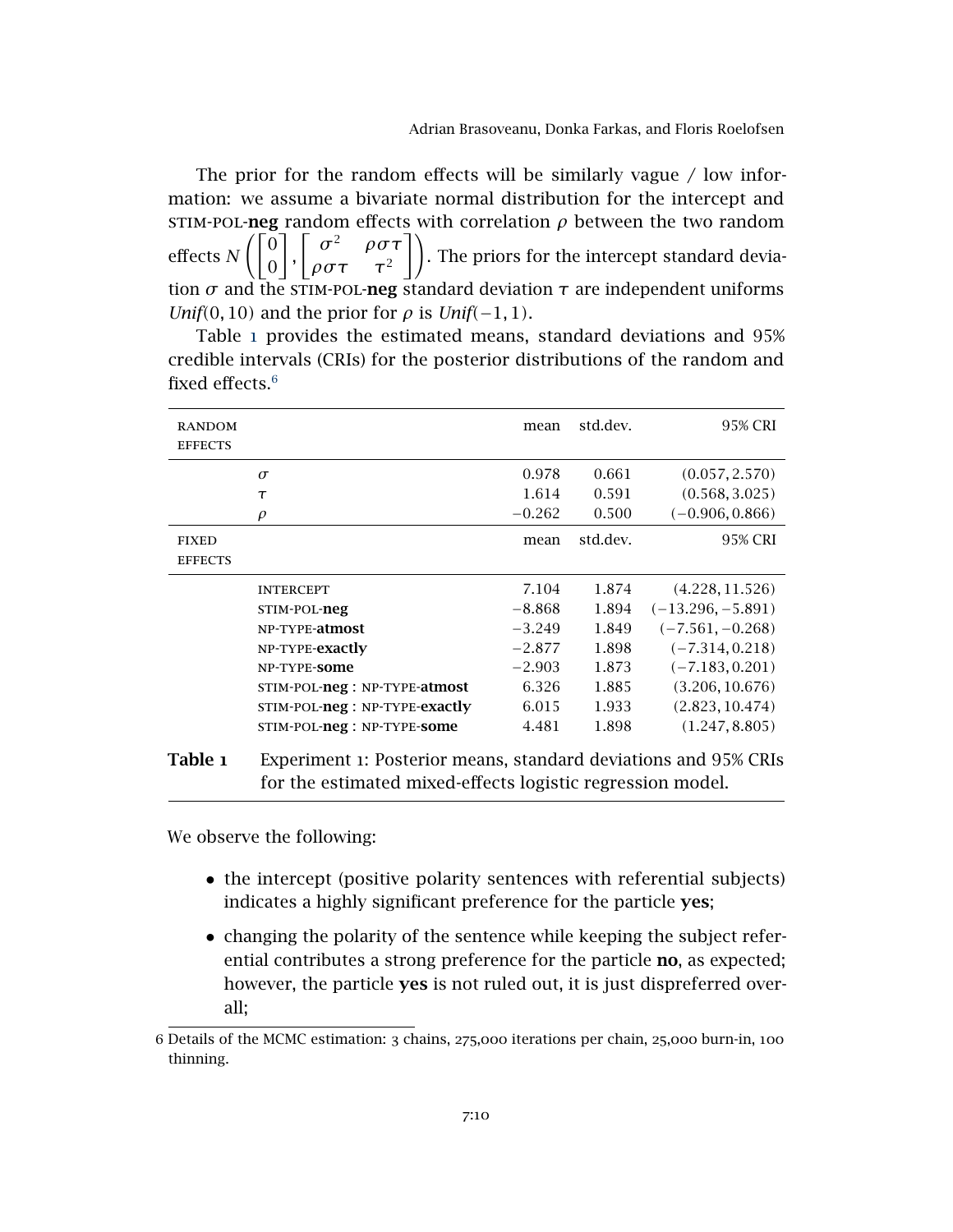The prior for the random effects will be similarly vague / low information: we assume a bivariate normal distribution for the intercept and STIM-POL-**neg** random effects with correlation $\rho$ between the two random effects $N\left(\begin{bmatrix}0\\0\end{bmatrix}, \begin{bmatrix}\sigma^2 & \rho\sigma\tau\\ \rho\sigma\tau & \tau^2\end{bmatrix}\right)$. The priors for the intercept standard deviation $\sigma$ and the STIM-POL-**neg** standard deviation $\tau$ are independent uniforms *Unif*$(0, 10)$ and the prior for $\rho$ is *Unif*$(-1, 1)$.

Table 1 provides the estimated means, standard deviations and 95% credible intervals (CRIs) for the posterior distributions of the random and fixed effects.[6]

| RANDOM EFFECTS | | mean | std.dev. | 95% CRI |
|---|---|---|---|---|
| | $\sigma$ | 0.978 | 0.661 | $(0.057, 2.570)$ |
| | $\tau$ | 1.614 | 0.591 | $(0.568, 3.025)$ |
| | $\rho$ | $-0.262$ | 0.500 | $(-0.906, 0.866)$ |
| FIXED EFFECTS | | mean | std.dev. | 95% CRI |
| | INTERCEPT | 7.104 | 1.874 | $(4.228, 11.526)$ |
| | STIM-POL-**neg** | $-8.868$ | 1.894 | $(-13.296, -5.891)$ |
| | NP-TYPE-**atmost** | $-3.249$ | 1.849 | $(-7.561, -0.268)$ |
| | NP-TYPE-**exactly** | $-2.877$ | 1.898 | $(-7.314, 0.218)$ |
| | NP-TYPE-**some** | $-2.903$ | 1.873 | $(-7.183, 0.201)$ |
| | STIM-POL-**neg** : NP-TYPE-**atmost** | 6.326 | 1.885 | $(3.206, 10.676)$ |
| | STIM-POL-**neg** : NP-TYPE-**exactly** | 6.015 | 1.933 | $(2.823, 10.474)$ |
| | STIM-POL-**neg** : NP-TYPE-**some** | 4.481 | 1.898 | $(1.247, 8.805)$ |

**Table 1** Experiment 1: Posterior means, standard deviations and 95% CRIs for the estimated mixed-effects logistic regression model.

We observe the following:

- the intercept (positive polarity sentences with referential subjects) indicates a highly significant preference for the particle **yes**;
- changing the polarity of the sentence while keeping the subject referential contributes a strong preference for the particle **no**, as expected; however, the particle **yes** is not ruled out, it is just dispreferred overall;

6 Details of the MCMC estimation: 3 chains, 275,000 iterations per chain, 25,000 burn-in, 100 thinning.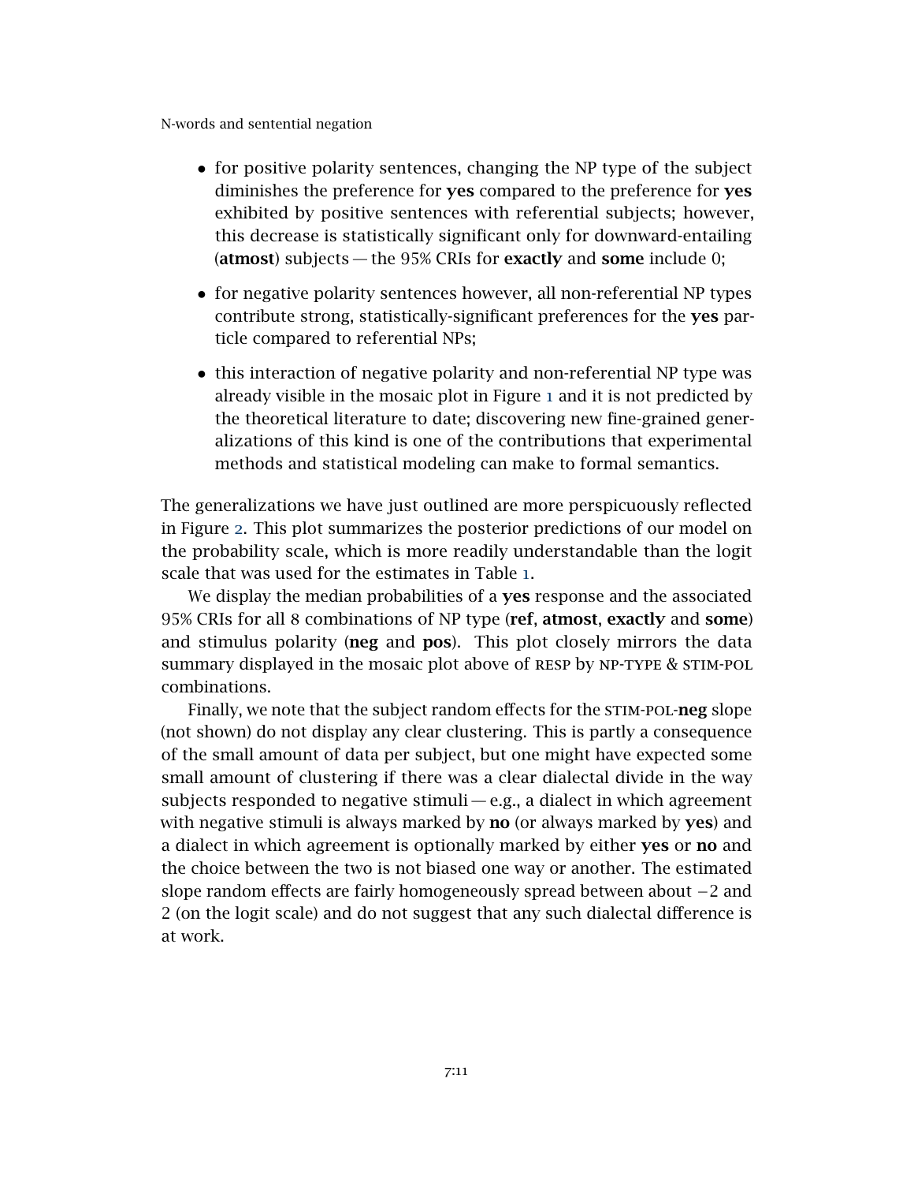- for positive polarity sentences, changing the NP type of the subject diminishes the preference for **yes** compared to the preference for **yes** exhibited by positive sentences with referential subjects; however, this decrease is statistically significant only for downward-entailing (**atmost**) subjects — the 95% CRIs for **exactly** and **some** include 0;
- for negative polarity sentences however, all non-referential NP types contribute strong, statistically-significant preferences for the **yes** particle compared to referential NPs;
- this interaction of negative polarity and non-referential NP type was already visible in the mosaic plot in Figure 1 and it is not predicted by the theoretical literature to date; discovering new fine-grained generalizations of this kind is one of the contributions that experimental methods and statistical modeling can make to formal semantics.

The generalizations we have just outlined are more perspicuously reflected in Figure 2. This plot summarizes the posterior predictions of our model on the probability scale, which is more readily understandable than the logit scale that was used for the estimates in Table 1.

We display the median probabilities of a **yes** response and the associated 95% CRIs for all 8 combinations of NP type (**ref**, **atmost**, **exactly** and **some**) and stimulus polarity (**neg** and **pos**). This plot closely mirrors the data summary displayed in the mosaic plot above of RESP by NP-TYPE & STIM-POL combinations.

Finally, we note that the subject random effects for the STIM-POL-**neg** slope (not shown) do not display any clear clustering. This is partly a consequence of the small amount of data per subject, but one might have expected some small amount of clustering if there was a clear dialectal divide in the way subjects responded to negative stimuli — e.g., a dialect in which agreement with negative stimuli is always marked by **no** (or always marked by **yes**) and a dialect in which agreement is optionally marked by either **yes** or **no** and the choice between the two is not biased one way or another. The estimated slope random effects are fairly homogeneously spread between about $-2$ and 2 (on the logit scale) and do not suggest that any such dialectal difference is at work.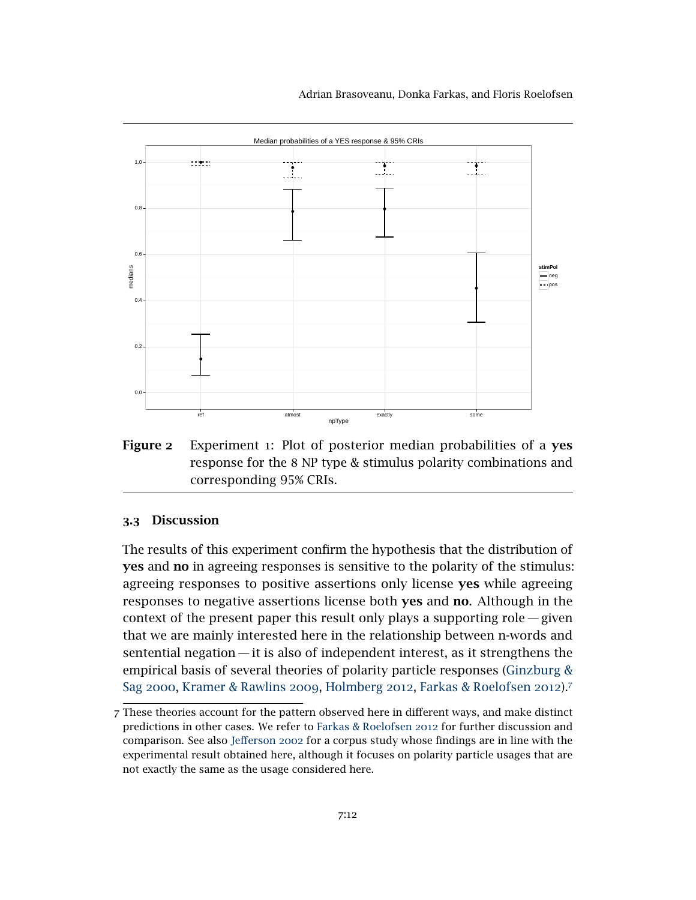Figure 2 Experiment 1: Plot of posterior median probabilities of a **yes** response for the 8 NP type & stimulus polarity combinations and corresponding 95% CRIs.

### 3.3 Discussion

The results of this experiment confirm the hypothesis that the distribution of **yes** and **no** in agreeing responses is sensitive to the polarity of the stimulus: agreeing responses to positive assertions only license **yes** while agreeing responses to negative assertions license both **yes** and **no**. Although in the context of the present paper this result only plays a supporting role — given that we are mainly interested here in the relationship between n-words and sentential negation — it is also of independent interest, as it strengthens the empirical basis of several theories of polarity particle responses (Ginzburg & Sag 2000, Kramer & Rawlins 2009, Holmberg 2012, Farkas & Roelofsen 2012).[7]

---

[7] These theories account for the pattern observed here in different ways, and make distinct predictions in other cases. We refer to Farkas & Roelofsen 2012 for further discussion and comparison. See also Jefferson 2002 for a corpus study whose findings are in line with the experimental result obtained here, although it focuses on polarity particle usages that are not exactly the same as the usage considered here.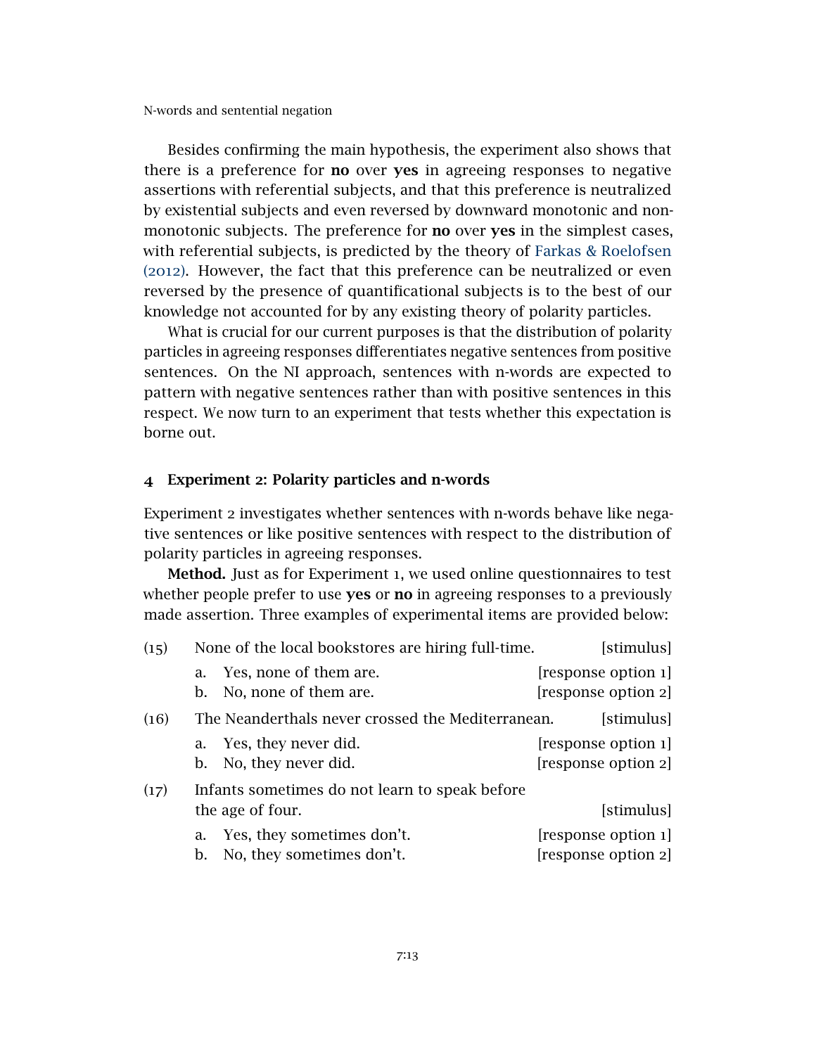Besides confirming the main hypothesis, the experiment also shows that there is a preference for **no** over **yes** in agreeing responses to negative assertions with referential subjects, and that this preference is neutralized by existential subjects and even reversed by downward monotonic and non-monotonic subjects. The preference for **no** over **yes** in the simplest cases, with referential subjects, is predicted by the theory of Farkas & Roelofsen (2012). However, the fact that this preference can be neutralized or even reversed by the presence of quantificational subjects is to the best of our knowledge not accounted for by any existing theory of polarity particles.

What is crucial for our current purposes is that the distribution of polarity particles in agreeing responses differentiates negative sentences from positive sentences. On the NI approach, sentences with n-words are expected to pattern with negative sentences rather than with positive sentences in this respect. We now turn to an experiment that tests whether this expectation is borne out.

## 4 Experiment 2: Polarity particles and n-words

Experiment 2 investigates whether sentences with n-words behave like negative sentences or like positive sentences with respect to the distribution of polarity particles in agreeing responses.

**Method.** Just as for Experiment 1, we used online questionnaires to test whether people prefer to use **yes** or **no** in agreeing responses to a previously made assertion. Three examples of experimental items are provided below:

(15) None of the local bookstores are hiring full-time. [stimulus]

a. Yes, none of them are. [response option 1]
b. No, none of them are. [response option 2]

(16) The Neanderthals never crossed the Mediterranean. [stimulus]

a. Yes, they never did. [response option 1]
b. No, they never did. [response option 2]

(17) Infants sometimes do not learn to speak before the age of four. [stimulus]

a. Yes, they sometimes don't. [response option 1]
b. No, they sometimes don't. [response option 2]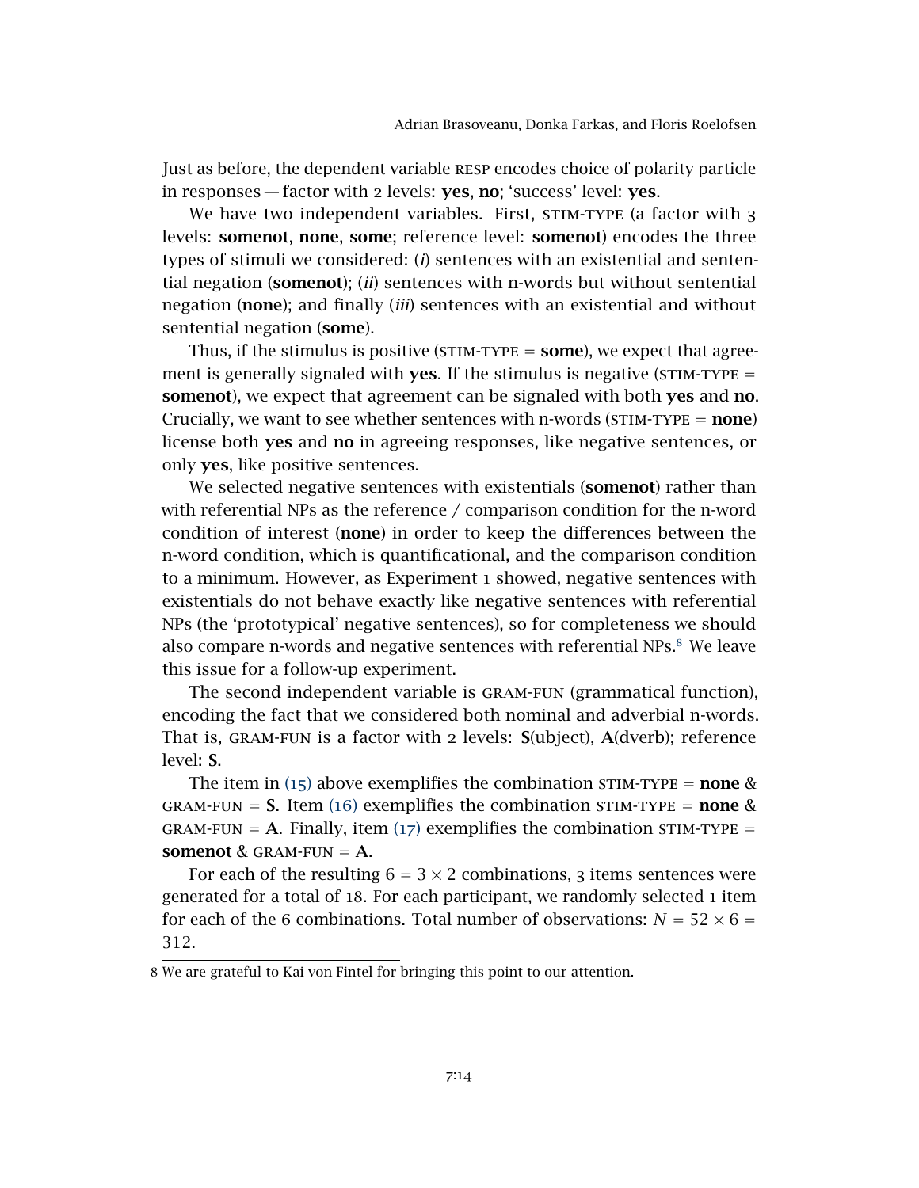Just as before, the dependent variable RESP encodes choice of polarity particle in responses — factor with 2 levels: **yes**, **no**; 'success' level: **yes**.

We have two independent variables. First, STIM-TYPE (a factor with 3 levels: **somenot**, **none**, **some**; reference level: **somenot**) encodes the three types of stimuli we considered: (*i*) sentences with an existential and sentential negation (**somenot**); (*ii*) sentences with n-words but without sentential negation (**none**); and finally (*iii*) sentences with an existential and without sentential negation (**some**).

Thus, if the stimulus is positive (STIM-TYPE = **some**), we expect that agreement is generally signaled with **yes**. If the stimulus is negative (STIM-TYPE = **somenot**), we expect that agreement can be signaled with both **yes** and **no**. Crucially, we want to see whether sentences with n-words (STIM-TYPE = **none**) license both **yes** and **no** in agreeing responses, like negative sentences, or only **yes**, like positive sentences.

We selected negative sentences with existentials (**somenot**) rather than with referential NPs as the reference / comparison condition for the n-word condition of interest (**none**) in order to keep the differences between the n-word condition, which is quantificational, and the comparison condition to a minimum. However, as Experiment 1 showed, negative sentences with existentials do not behave exactly like negative sentences with referential NPs (the 'prototypical' negative sentences), so for completeness we should also compare n-words and negative sentences with referential NPs.[8] We leave this issue for a follow-up experiment.

The second independent variable is GRAM-FUN (grammatical function), encoding the fact that we considered both nominal and adverbial n-words. That is, GRAM-FUN is a factor with 2 levels: **S**(ubject), **A**(dverb); reference level: **S**.

The item in (15) above exemplifies the combination STIM-TYPE = **none** & GRAM-FUN = **S**. Item (16) exemplifies the combination STIM-TYPE = **none** & GRAM-FUN = **A**. Finally, item (17) exemplifies the combination STIM-TYPE = **somenot** & GRAM-FUN = **A**.

For each of the resulting $6 = 3 \times 2$ combinations, 3 items sentences were generated for a total of 18. For each participant, we randomly selected 1 item for each of the 6 combinations. Total number of observations: $N = 52 \times 6 = 312$.

8 We are grateful to Kai von Fintel for bringing this point to our attention.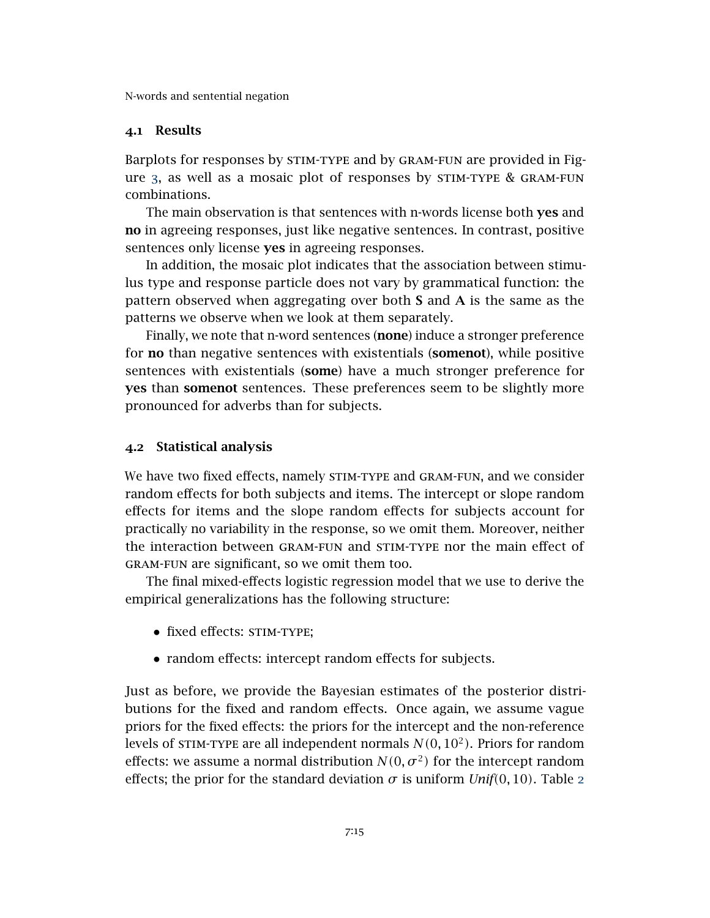### 4.1 Results

Barplots for responses by stim-type and by gram-fun are provided in Figure 3, as well as a mosaic plot of responses by stim-type & gram-fun combinations.

The main observation is that sentences with n-words license both **yes** and **no** in agreeing responses, just like negative sentences. In contrast, positive sentences only license **yes** in agreeing responses.

In addition, the mosaic plot indicates that the association between stimulus type and response particle does not vary by grammatical function: the pattern observed when aggregating over both **S** and **A** is the same as the patterns we observe when we look at them separately.

Finally, we note that n-word sentences (**none**) induce a stronger preference for **no** than negative sentences with existentials (**somenot**), while positive sentences with existentials (**some**) have a much stronger preference for **yes** than **somenot** sentences. These preferences seem to be slightly more pronounced for adverbs than for subjects.

### 4.2 Statistical analysis

We have two fixed effects, namely stim-type and gram-fun, and we consider random effects for both subjects and items. The intercept or slope random effects for items and the slope random effects for subjects account for practically no variability in the response, so we omit them. Moreover, neither the interaction between gram-fun and stim-type nor the main effect of gram-fun are significant, so we omit them too.

The final mixed-effects logistic regression model that we use to derive the empirical generalizations has the following structure:

- fixed effects: stim-type;
- random effects: intercept random effects for subjects.

Just as before, we provide the Bayesian estimates of the posterior distributions for the fixed and random effects. Once again, we assume vague priors for the fixed effects: the priors for the intercept and the non-reference levels of stim-type are all independent normals $N(0, 10^2)$. Priors for random effects: we assume a normal distribution $N(0, \sigma^2)$ for the intercept random effects; the prior for the standard deviation $\sigma$ is uniform *Unif*$(0, 10)$. Table 2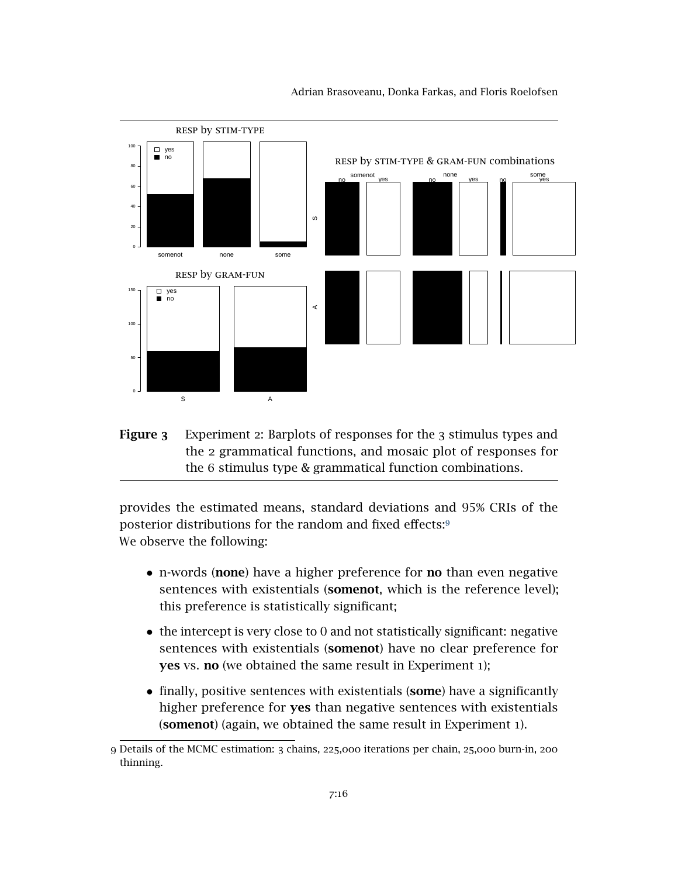**Figure 3** Experiment 2: Barplots of responses for the 3 stimulus types and the 2 grammatical functions, and mosaic plot of responses for the 6 stimulus type & grammatical function combinations.

provides the estimated means, standard deviations and 95% CRIs of the posterior distributions for the random and fixed effects:[9]
We observe the following:

- n-words (**none**) have a higher preference for **no** than even negative sentences with existentials (**somenot**, which is the reference level); this preference is statistically significant;
- the intercept is very close to 0 and not statistically significant: negative sentences with existentials (**somenot**) have no clear preference for **yes** vs. **no** (we obtained the same result in Experiment 1);
- finally, positive sentences with existentials (**some**) have a significantly higher preference for **yes** than negative sentences with existentials (**somenot**) (again, we obtained the same result in Experiment 1).

[9] Details of the MCMC estimation: 3 chains, 225,000 iterations per chain, 25,000 burn-in, 200 thinning.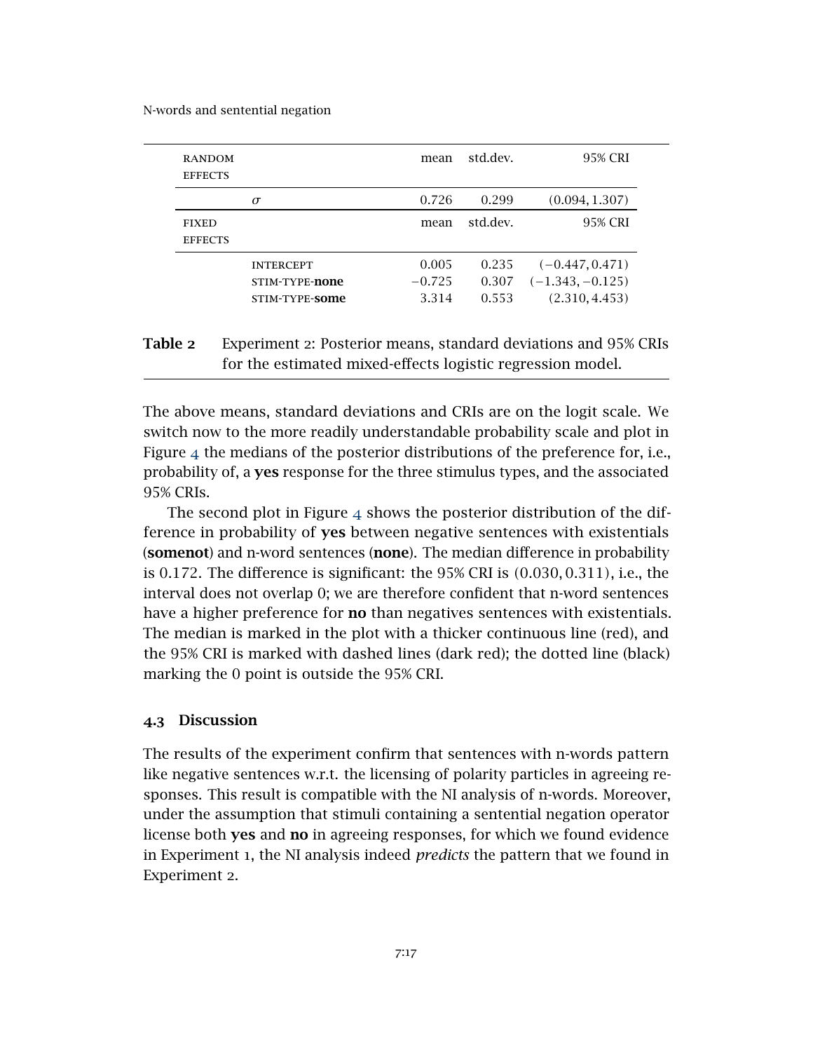| RANDOM EFFECTS | | mean | std.dev. | 95% CRI |
|---|---|---|---|---|
| | $\sigma$ | 0.726 | 0.299 | $(0.094, 1.307)$ |
| FIXED EFFECTS | | mean | std.dev. | 95% CRI |
| | INTERCEPT | 0.005 | 0.235 | $(-0.447, 0.471)$ |
| | STIM-TYPE-**none** | $-0.725$ | 0.307 | $(-1.343, -0.125)$ |
| | STIM-TYPE-**some** | 3.314 | 0.553 | $(2.310, 4.453)$ |

**Table 2** Experiment 2: Posterior means, standard deviations and 95% CRIs for the estimated mixed-effects logistic regression model.

The above means, standard deviations and CRIs are on the logit scale. We switch now to the more readily understandable probability scale and plot in Figure 4 the medians of the posterior distributions of the preference for, i.e., probability of, a **yes** response for the three stimulus types, and the associated 95% CRIs.

The second plot in Figure 4 shows the posterior distribution of the difference in probability of **yes** between negative sentences with existentials (**somenot**) and n-word sentences (**none**). The median difference in probability is 0.172. The difference is significant: the 95% CRI is $(0.030, 0.311)$, i.e., the interval does not overlap 0; we are therefore confident that n-word sentences have a higher preference for **no** than negatives sentences with existentials. The median is marked in the plot with a thicker continuous line (red), and the 95% CRI is marked with dashed lines (dark red); the dotted line (black) marking the 0 point is outside the 95% CRI.

### 4.3 Discussion

The results of the experiment confirm that sentences with n-words pattern like negative sentences w.r.t. the licensing of polarity particles in agreeing responses. This result is compatible with the NI analysis of n-words. Moreover, under the assumption that stimuli containing a sentential negation operator license both **yes** and **no** in agreeing responses, for which we found evidence in Experiment 1, the NI analysis indeed *predicts* the pattern that we found in Experiment 2.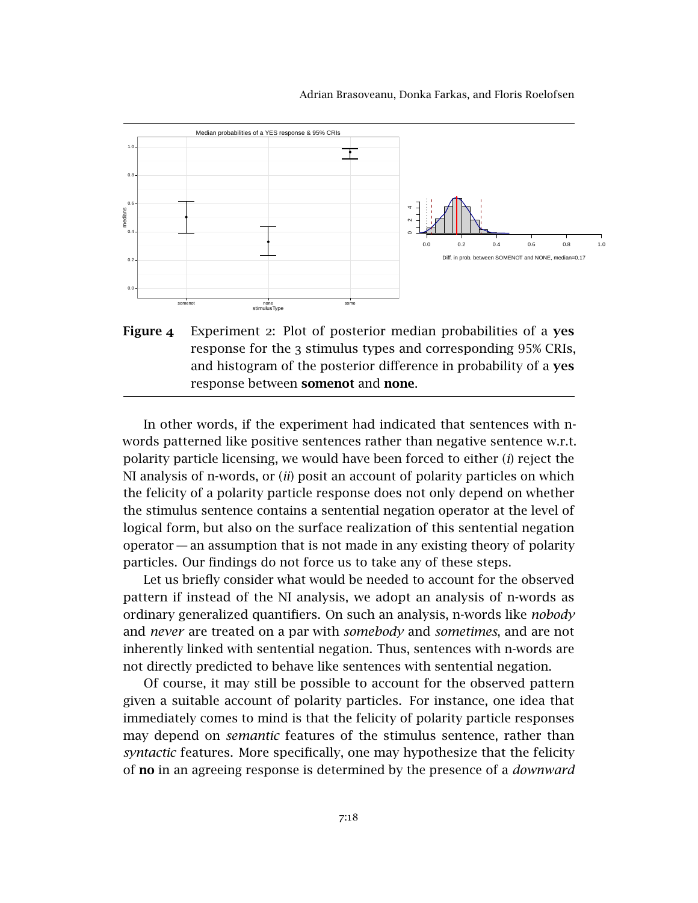**Figure 4** Experiment 2: Plot of posterior median probabilities of a **yes** response for the 3 stimulus types and corresponding 95% CRIs, and histogram of the posterior difference in probability of a **yes** response between **somenot** and **none**.

In other words, if the experiment had indicated that sentences with n-words patterned like positive sentences rather than negative sentence w.r.t. polarity particle licensing, we would have been forced to either (*i*) reject the NI analysis of n-words, or (*ii*) posit an account of polarity particles on which the felicity of a polarity particle response does not only depend on whether the stimulus sentence contains a sentential negation operator at the level of logical form, but also on the surface realization of this sentential negation operator — an assumption that is not made in any existing theory of polarity particles. Our findings do not force us to take any of these steps.

Let us briefly consider what would be needed to account for the observed pattern if instead of the NI analysis, we adopt an analysis of n-words as ordinary generalized quantifiers. On such an analysis, n-words like *nobody* and *never* are treated on a par with *somebody* and *sometimes*, and are not inherently linked with sentential negation. Thus, sentences with n-words are not directly predicted to behave like sentences with sentential negation.

Of course, it may still be possible to account for the observed pattern given a suitable account of polarity particles. For instance, one idea that immediately comes to mind is that the felicity of polarity particle responses may depend on *semantic* features of the stimulus sentence, rather than *syntactic* features. More specifically, one may hypothesize that the felicity of **no** in an agreeing response is determined by the presence of a *downward*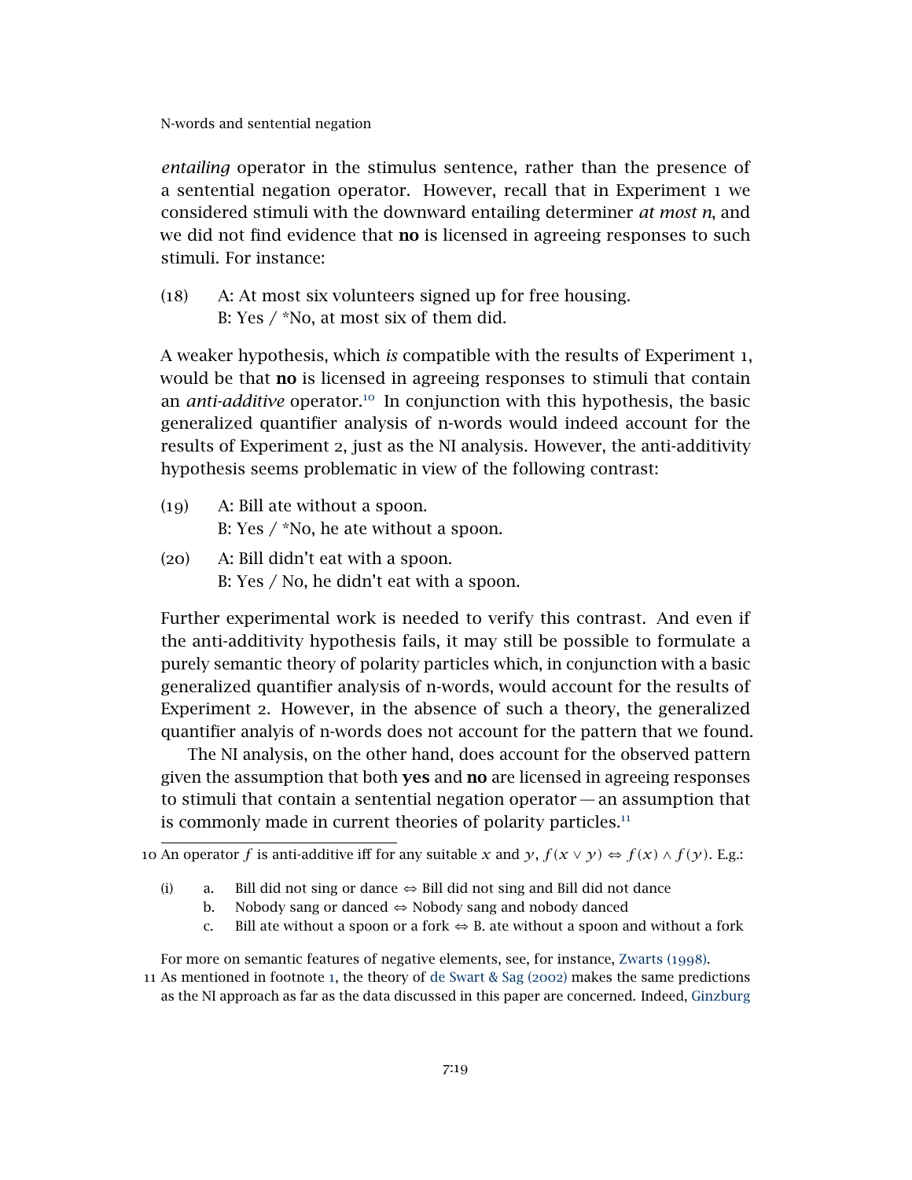*entailing* operator in the stimulus sentence, rather than the presence of a sentential negation operator. However, recall that in Experiment 1 we considered stimuli with the downward entailing determiner *at most n*, and we did not find evidence that **no** is licensed in agreeing responses to such stimuli. For instance:

(18) A: At most six volunteers signed up for free housing.
B: Yes / *No, at most six of them did.

A weaker hypothesis, which *is* compatible with the results of Experiment 1, would be that **no** is licensed in agreeing responses to stimuli that contain an *anti-additive* operator.[10] In conjunction with this hypothesis, the basic generalized quantifier analysis of n-words would indeed account for the results of Experiment 2, just as the NI analysis. However, the anti-additivity hypothesis seems problematic in view of the following contrast:

(19) A: Bill ate without a spoon.
B: Yes / *No, he ate without a spoon.

(20) A: Bill didn't eat with a spoon.
B: Yes / No, he didn't eat with a spoon.

Further experimental work is needed to verify this contrast. And even if the anti-additivity hypothesis fails, it may still be possible to formulate a purely semantic theory of polarity particles which, in conjunction with a basic generalized quantifier analysis of n-words, would account for the results of Experiment 2. However, in the absence of such a theory, the generalized quantifier analyis of n-words does not account for the pattern that we found.

The NI analysis, on the other hand, does account for the observed pattern given the assumption that both **yes** and **no** are licensed in agreeing responses to stimuli that contain a sentential negation operator — an assumption that is commonly made in current theories of polarity particles.[11]

---

10 An operator $f$ is anti-additive iff for any suitable $x$ and $y$, $f(x \vee y) \Leftrightarrow f(x) \wedge f(y)$. E.g.:

(i) a. Bill did not sing or dance $\Leftrightarrow$ Bill did not sing and Bill did not dance
b. Nobody sang or danced $\Leftrightarrow$ Nobody sang and nobody danced
c. Bill ate without a spoon or a fork $\Leftrightarrow$ B. ate without a spoon and without a fork

For more on semantic features of negative elements, see, for instance, Zwarts (1998).

11 As mentioned in footnote 1, the theory of de Swart & Sag (2002) makes the same predictions as the NI approach as far as the data discussed in this paper are concerned. Indeed, Ginzburg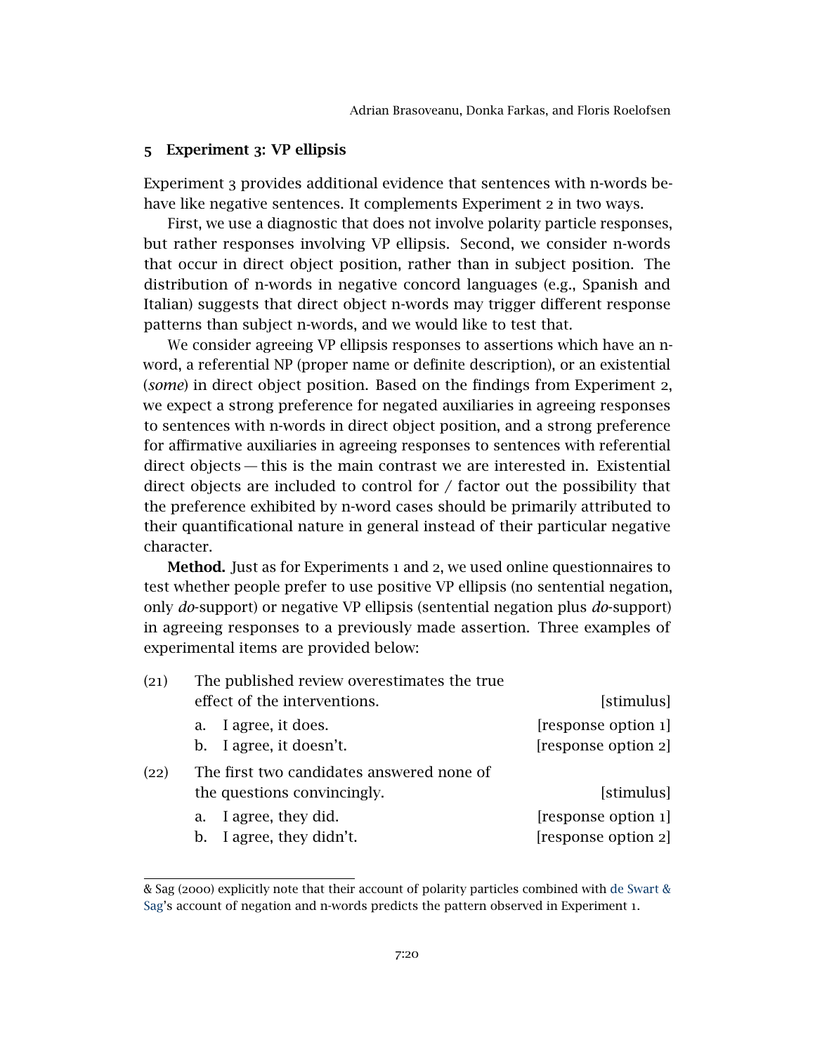## 5 Experiment 3: VP ellipsis

Experiment 3 provides additional evidence that sentences with n-words behave like negative sentences. It complements Experiment 2 in two ways.

First, we use a diagnostic that does not involve polarity particle responses, but rather responses involving VP ellipsis. Second, we consider n-words that occur in direct object position, rather than in subject position. The distribution of n-words in negative concord languages (e.g., Spanish and Italian) suggests that direct object n-words may trigger different response patterns than subject n-words, and we would like to test that.

We consider agreeing VP ellipsis responses to assertions which have an n-word, a referential NP (proper name or definite description), or an existential (*some*) in direct object position. Based on the findings from Experiment 2, we expect a strong preference for negated auxiliaries in agreeing responses to sentences with n-words in direct object position, and a strong preference for affirmative auxiliaries in agreeing responses to sentences with referential direct objects — this is the main contrast we are interested in. Existential direct objects are included to control for / factor out the possibility that the preference exhibited by n-word cases should be primarily attributed to their quantificational nature in general instead of their particular negative character.

**Method.** Just as for Experiments 1 and 2, we used online questionnaires to test whether people prefer to use positive VP ellipsis (no sentential negation, only *do*-support) or negative VP ellipsis (sentential negation plus *do*-support) in agreeing responses to a previously made assertion. Three examples of experimental items are provided below:

(21) The published review overestimates the true effect of the interventions. [stimulus]
  a. I agree, it does. [response option 1]
  b. I agree, it doesn't. [response option 2]

(22) The first two candidates answered none of the questions convincingly. [stimulus]
  a. I agree, they did. [response option 1]
  b. I agree, they didn't. [response option 2]

---

& Sag (2000) explicitly note that their account of polarity particles combined with de Swart & Sag's account of negation and n-words predicts the pattern observed in Experiment 1.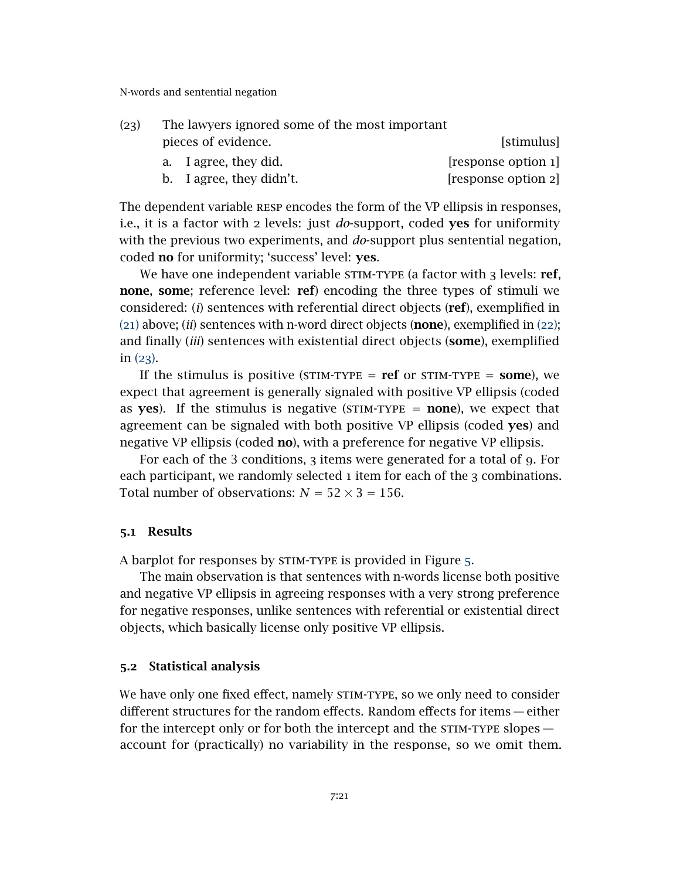(23) The lawyers ignored some of the most important pieces of evidence. [stimulus]

a. I agree, they did. [response option 1]

b. I agree, they didn't. [response option 2]

The dependent variable RESP encodes the form of the VP ellipsis in responses, i.e., it is a factor with 2 levels: just *do*-support, coded **yes** for uniformity with the previous two experiments, and *do*-support plus sentential negation, coded **no** for uniformity; 'success' level: **yes**.

We have one independent variable STIM-TYPE (a factor with 3 levels: **ref**, **none**, **some**; reference level: **ref**) encoding the three types of stimuli we considered: (*i*) sentences with referential direct objects (**ref**), exemplified in (21) above; (*ii*) sentences with n-word direct objects (**none**), exemplified in (22); and finally (*iii*) sentences with existential direct objects (**some**), exemplified in (23).

If the stimulus is positive (STIM-TYPE = **ref** or STIM-TYPE = **some**), we expect that agreement is generally signaled with positive VP ellipsis (coded as **yes**). If the stimulus is negative (STIM-TYPE = **none**), we expect that agreement can be signaled with both positive VP ellipsis (coded **yes**) and negative VP ellipsis (coded **no**), with a preference for negative VP ellipsis.

For each of the 3 conditions, 3 items were generated for a total of 9. For each participant, we randomly selected 1 item for each of the 3 combinations. Total number of observations: $N = 52 \times 3 = 156$.

### 5.1 Results

A barplot for responses by STIM-TYPE is provided in Figure 5.

The main observation is that sentences with n-words license both positive and negative VP ellipsis in agreeing responses with a very strong preference for negative responses, unlike sentences with referential or existential direct objects, which basically license only positive VP ellipsis.

### 5.2 Statistical analysis

We have only one fixed effect, namely STIM-TYPE, so we only need to consider different structures for the random effects. Random effects for items — either for the intercept only or for both the intercept and the STIM-TYPE slopes — account for (practically) no variability in the response, so we omit them.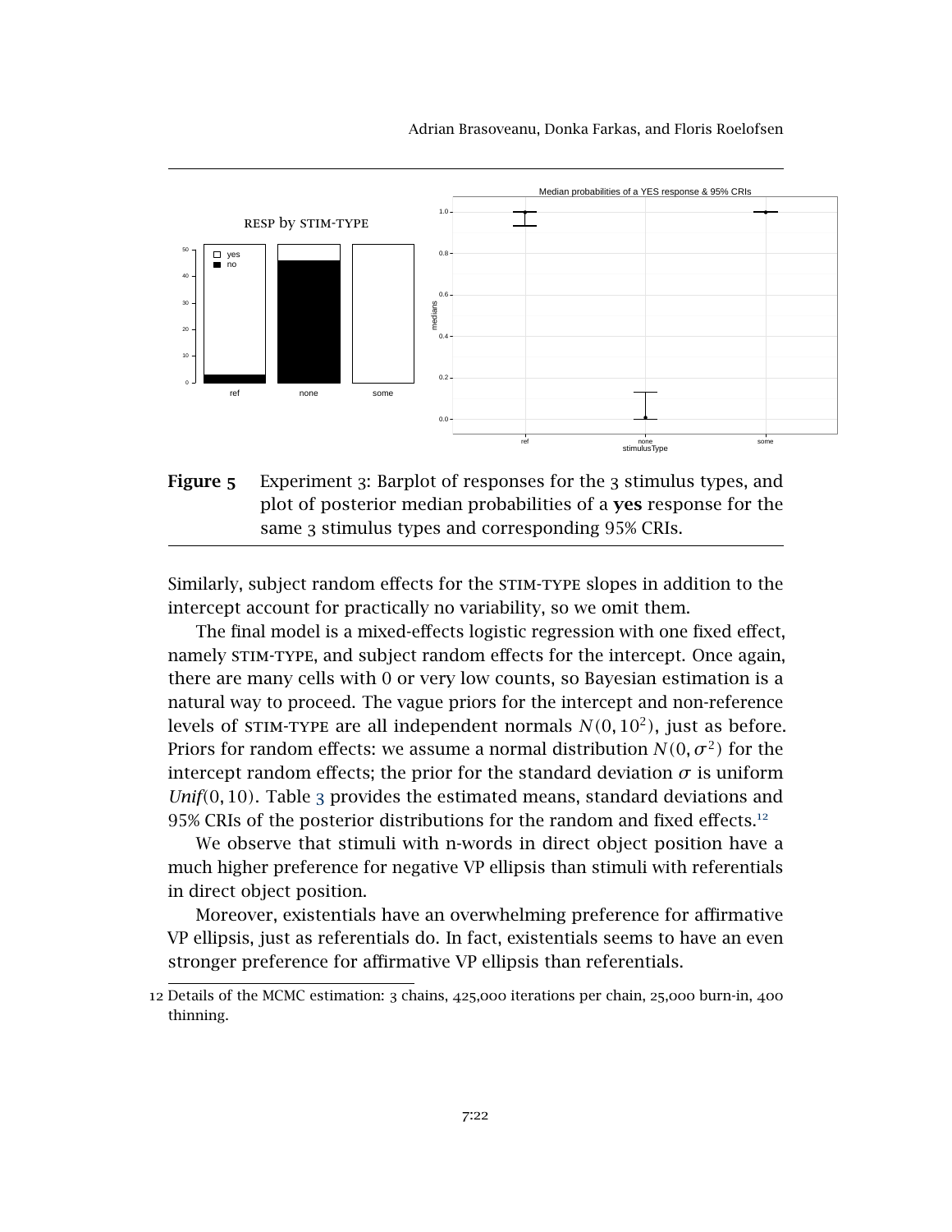**Figure 5** Experiment 3: Barplot of responses for the 3 stimulus types, and plot of posterior median probabilities of a **yes** response for the same 3 stimulus types and corresponding 95% CRIs.

Similarly, subject random effects for the STIM-TYPE slopes in addition to the intercept account for practically no variability, so we omit them.

The final model is a mixed-effects logistic regression with one fixed effect, namely STIM-TYPE, and subject random effects for the intercept. Once again, there are many cells with 0 or very low counts, so Bayesian estimation is a natural way to proceed. The vague priors for the intercept and non-reference levels of STIM-TYPE are all independent normals $N(0, 10^2)$, just as before. Priors for random effects: we assume a normal distribution $N(0, \sigma^2)$ for the intercept random effects; the prior for the standard deviation $\sigma$ is uniform $Unif(0, 10)$. Table 3 provides the estimated means, standard deviations and 95% CRIs of the posterior distributions for the random and fixed effects.[12]

We observe that stimuli with n-words in direct object position have a much higher preference for negative VP ellipsis than stimuli with referentials in direct object position.

Moreover, existentials have an overwhelming preference for affirmative VP ellipsis, just as referentials do. In fact, existentials seems to have an even stronger preference for affirmative VP ellipsis than referentials.

12 Details of the MCMC estimation: 3 chains, 425,000 iterations per chain, 25,000 burn-in, 400 thinning.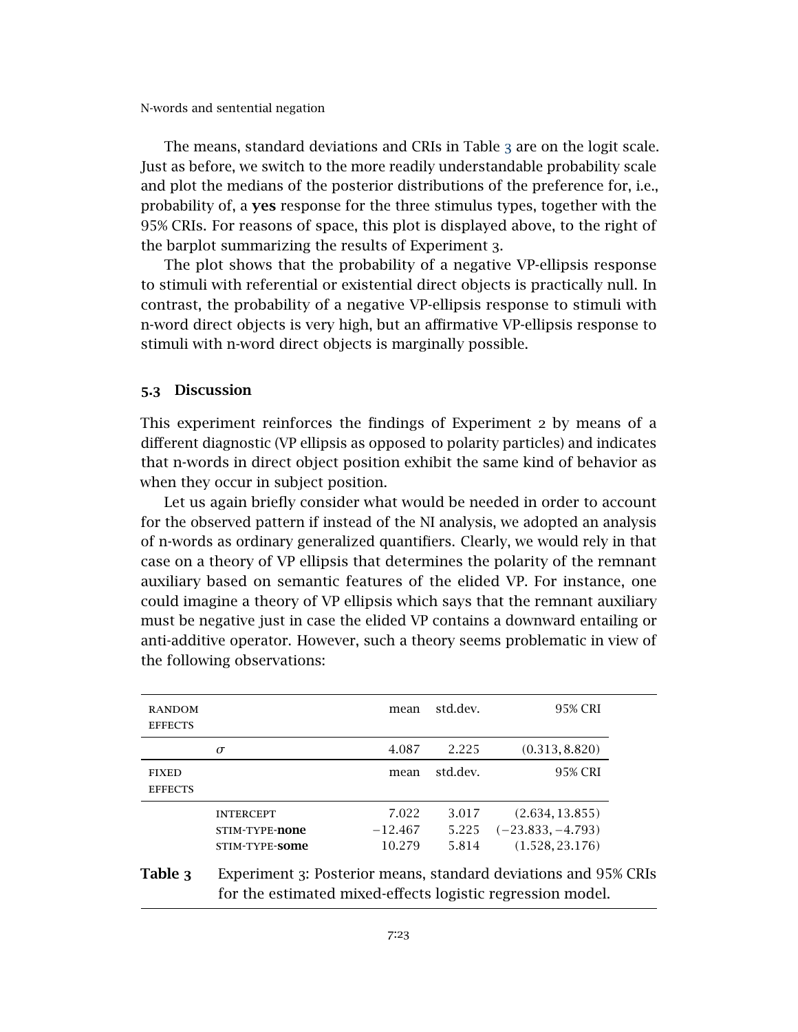The means, standard deviations and CRIs in Table 3 are on the logit scale. Just as before, we switch to the more readily understandable probability scale and plot the medians of the posterior distributions of the preference for, i.e., probability of, a **yes** response for the three stimulus types, together with the 95% CRIs. For reasons of space, this plot is displayed above, to the right of the barplot summarizing the results of Experiment 3.

The plot shows that the probability of a negative VP-ellipsis response to stimuli with referential or existential direct objects is practically null. In contrast, the probability of a negative VP-ellipsis response to stimuli with n-word direct objects is very high, but an affirmative VP-ellipsis response to stimuli with n-word direct objects is marginally possible.

### 5.3 Discussion

This experiment reinforces the findings of Experiment 2 by means of a different diagnostic (VP ellipsis as opposed to polarity particles) and indicates that n-words in direct object position exhibit the same kind of behavior as when they occur in subject position.

Let us again briefly consider what would be needed in order to account for the observed pattern if instead of the NI analysis, we adopted an analysis of n-words as ordinary generalized quantifiers. Clearly, we would rely in that case on a theory of VP ellipsis that determines the polarity of the remnant auxiliary based on semantic features of the elided VP. For instance, one could imagine a theory of VP ellipsis which says that the remnant auxiliary must be negative just in case the elided VP contains a downward entailing or anti-additive operator. However, such a theory seems problematic in view of the following observations:

| RANDOM EFFECTS | | mean | std.dev. | 95% CRI |
|---|---|---|---|---|
| | $\sigma$ | 4.087 | 2.225 | $(0.313, 8.820)$ |
| FIXED EFFECTS | | mean | std.dev. | 95% CRI |
| | INTERCEPT | 7.022 | 3.017 | $(2.634, 13.855)$ |
| | STIM-TYPE-**none** | −12.467 | 5.225 | $(-23.833, -4.793)$ |
| | STIM-TYPE-**some** | 10.279 | 5.814 | $(1.528, 23.176)$ |

**Table 3** Experiment 3: Posterior means, standard deviations and 95% CRIs for the estimated mixed-effects logistic regression model.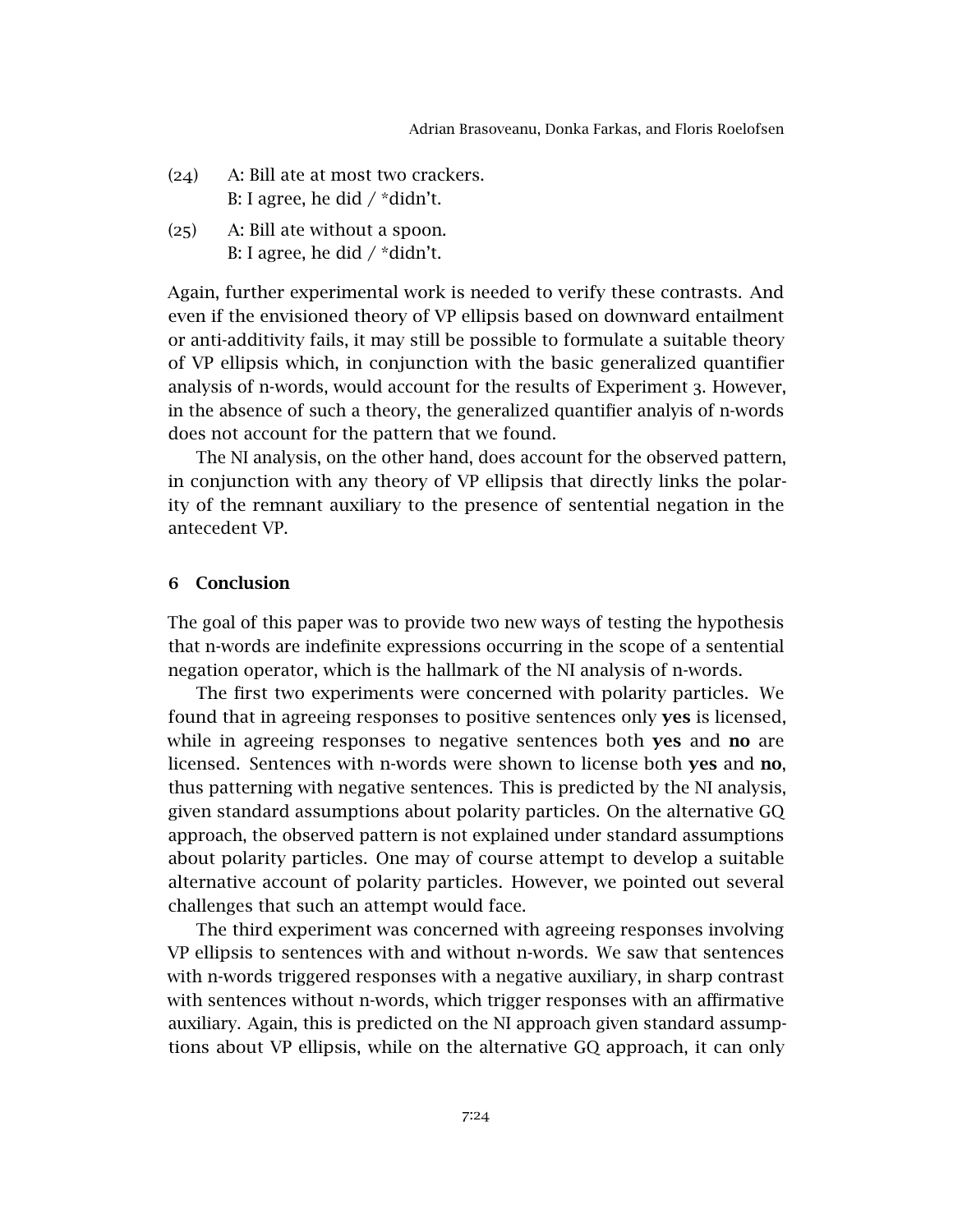(24) A: Bill ate at most two crackers.
B: I agree, he did / *didn't.

(25) A: Bill ate without a spoon.
B: I agree, he did / *didn't.

Again, further experimental work is needed to verify these contrasts. And even if the envisioned theory of VP ellipsis based on downward entailment or anti-additivity fails, it may still be possible to formulate a suitable theory of VP ellipsis which, in conjunction with the basic generalized quantifier analysis of n-words, would account for the results of Experiment 3. However, in the absence of such a theory, the generalized quantifier analyis of n-words does not account for the pattern that we found.

The NI analysis, on the other hand, does account for the observed pattern, in conjunction with any theory of VP ellipsis that directly links the polarity of the remnant auxiliary to the presence of sentential negation in the antecedent VP.

## 6 Conclusion

The goal of this paper was to provide two new ways of testing the hypothesis that n-words are indefinite expressions occurring in the scope of a sentential negation operator, which is the hallmark of the NI analysis of n-words.

The first two experiments were concerned with polarity particles. We found that in agreeing responses to positive sentences only **yes** is licensed, while in agreeing responses to negative sentences both **yes** and **no** are licensed. Sentences with n-words were shown to license both **yes** and **no**, thus patterning with negative sentences. This is predicted by the NI analysis, given standard assumptions about polarity particles. On the alternative GQ approach, the observed pattern is not explained under standard assumptions about polarity particles. One may of course attempt to develop a suitable alternative account of polarity particles. However, we pointed out several challenges that such an attempt would face.

The third experiment was concerned with agreeing responses involving VP ellipsis to sentences with and without n-words. We saw that sentences with n-words triggered responses with a negative auxiliary, in sharp contrast with sentences without n-words, which trigger responses with an affirmative auxiliary. Again, this is predicted on the NI approach given standard assumptions about VP ellipsis, while on the alternative GQ approach, it can only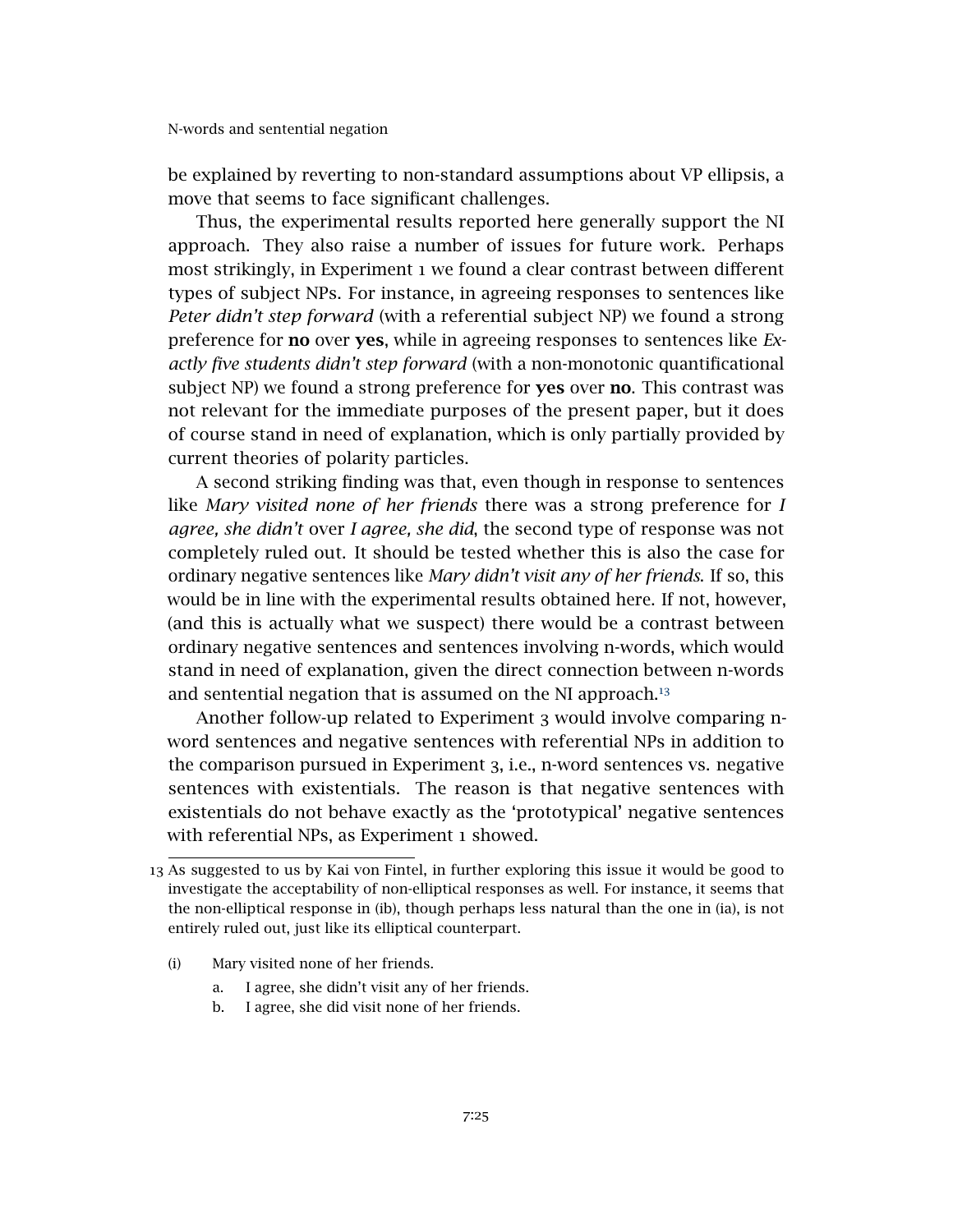be explained by reverting to non-standard assumptions about VP ellipsis, a move that seems to face significant challenges.

Thus, the experimental results reported here generally support the NI approach. They also raise a number of issues for future work. Perhaps most strikingly, in Experiment 1 we found a clear contrast between different types of subject NPs. For instance, in agreeing responses to sentences like *Peter didn't step forward* (with a referential subject NP) we found a strong preference for **no** over **yes**, while in agreeing responses to sentences like *Exactly five students didn't step forward* (with a non-monotonic quantificational subject NP) we found a strong preference for **yes** over **no**. This contrast was not relevant for the immediate purposes of the present paper, but it does of course stand in need of explanation, which is only partially provided by current theories of polarity particles.

A second striking finding was that, even though in response to sentences like *Mary visited none of her friends* there was a strong preference for *I agree, she didn't* over *I agree, she did*, the second type of response was not completely ruled out. It should be tested whether this is also the case for ordinary negative sentences like *Mary didn't visit any of her friends*. If so, this would be in line with the experimental results obtained here. If not, however, (and this is actually what we suspect) there would be a contrast between ordinary negative sentences and sentences involving n-words, which would stand in need of explanation, given the direct connection between n-words and sentential negation that is assumed on the NI approach.[13]

Another follow-up related to Experiment 3 would involve comparing n-word sentences and negative sentences with referential NPs in addition to the comparison pursued in Experiment 3, i.e., n-word sentences vs. negative sentences with existentials. The reason is that negative sentences with existentials do not behave exactly as the 'prototypical' negative sentences with referential NPs, as Experiment 1 showed.

---

13 As suggested to us by Kai von Fintel, in further exploring this issue it would be good to investigate the acceptability of non-elliptical responses as well. For instance, it seems that the non-elliptical response in (ib), though perhaps less natural than the one in (ia), is not entirely ruled out, just like its elliptical counterpart.

(i) Mary visited none of her friends.

  a. I agree, she didn't visit any of her friends.

  b. I agree, she did visit none of her friends.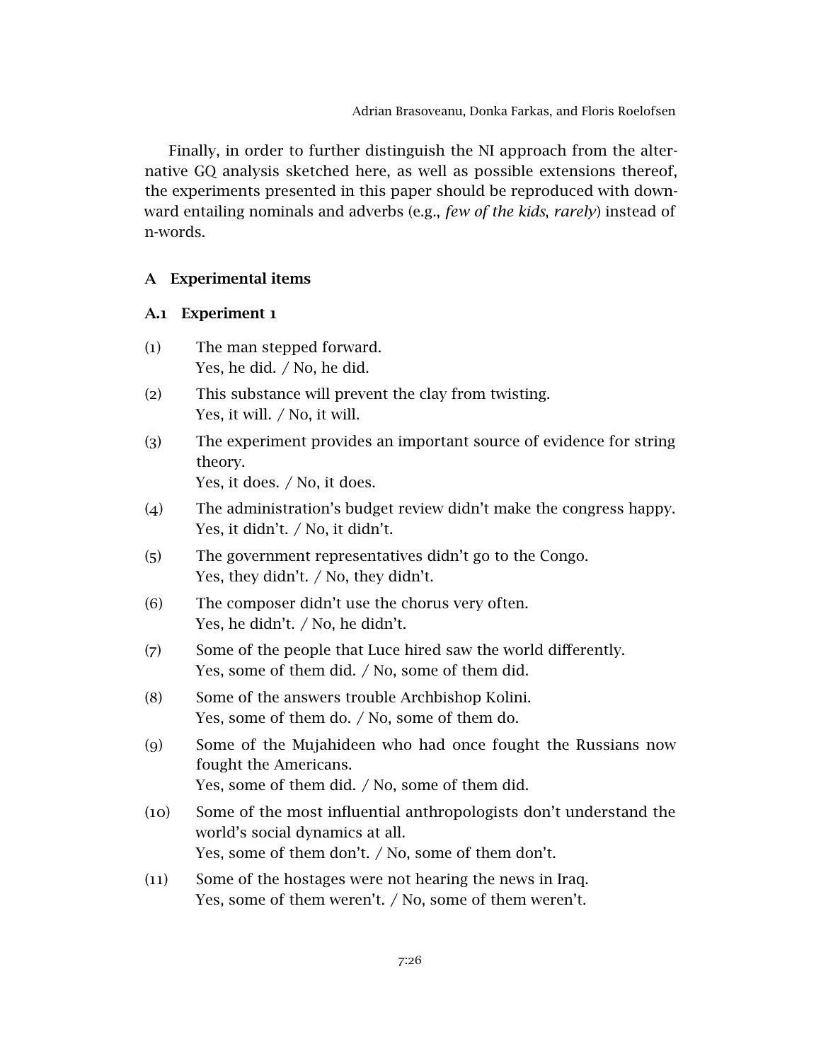Finally, in order to further distinguish the NI approach from the alternative GQ analysis sketched here, as well as possible extensions thereof, the experiments presented in this paper should be reproduced with downward entailing nominals and adverbs (e.g., *few of the kids*, *rarely*) instead of n-words.

## A Experimental items

### A.1 Experiment 1

(1) The man stepped forward.
Yes, he did. / No, he did.

(2) This substance will prevent the clay from twisting.
Yes, it will. / No, it will.

(3) The experiment provides an important source of evidence for string theory.
Yes, it does. / No, it does.

(4) The administration's budget review didn't make the congress happy.
Yes, it didn't. / No, it didn't.

(5) The government representatives didn't go to the Congo.
Yes, they didn't. / No, they didn't.

(6) The composer didn't use the chorus very often.
Yes, he didn't. / No, he didn't.

(7) Some of the people that Luce hired saw the world differently.
Yes, some of them did. / No, some of them did.

(8) Some of the answers trouble Archbishop Kolini.
Yes, some of them do. / No, some of them do.

(9) Some of the Mujahideen who had once fought the Russians now fought the Americans.
Yes, some of them did. / No, some of them did.

(10) Some of the most influential anthropologists don't understand the world's social dynamics at all.
Yes, some of them don't. / No, some of them don't.

(11) Some of the hostages were not hearing the news in Iraq.
Yes, some of them weren't. / No, some of them weren't.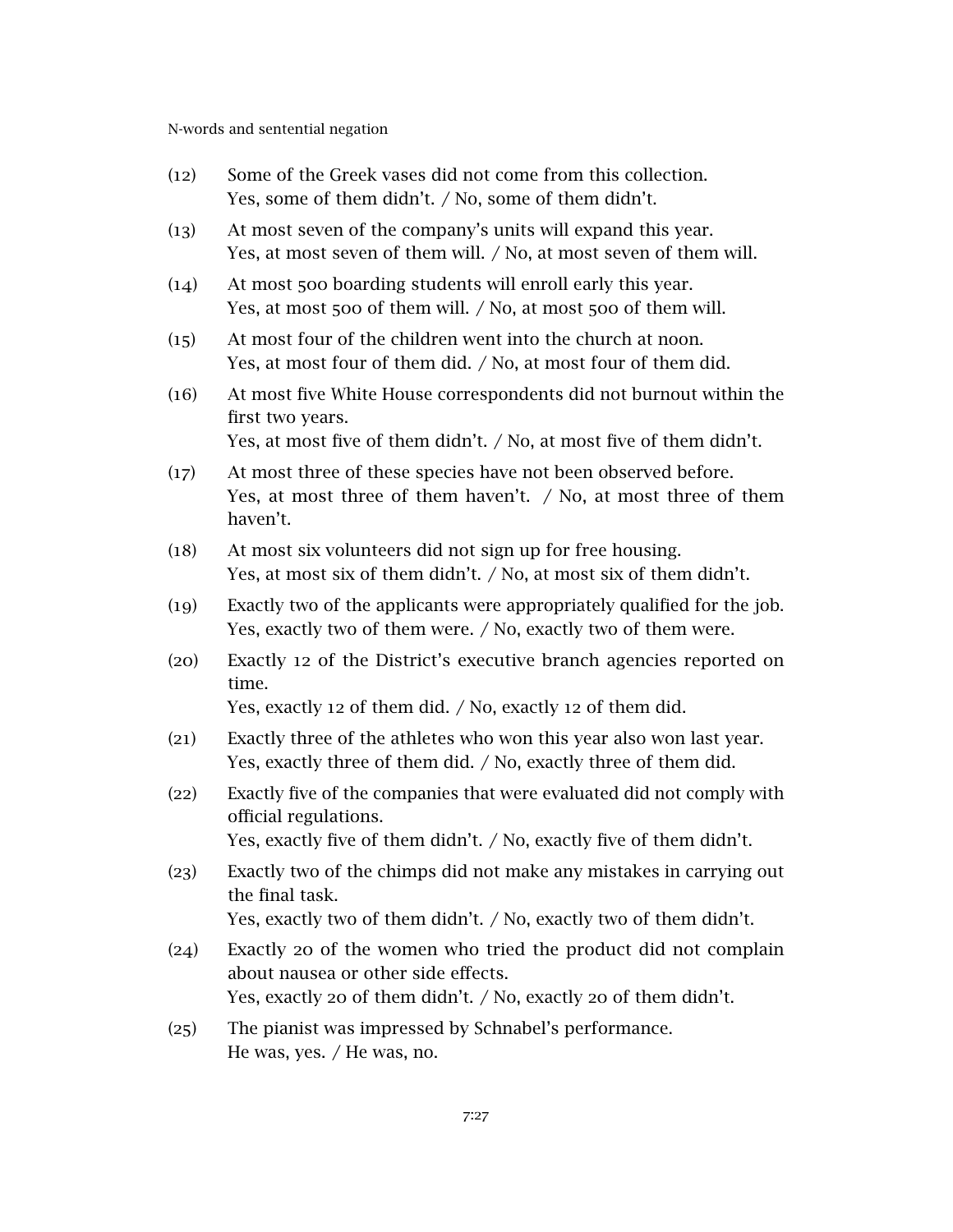(12) Some of the Greek vases did not come from this collection.
Yes, some of them didn't. / No, some of them didn't.

(13) At most seven of the company's units will expand this year.
Yes, at most seven of them will. / No, at most seven of them will.

(14) At most 500 boarding students will enroll early this year.
Yes, at most 500 of them will. / No, at most 500 of them will.

(15) At most four of the children went into the church at noon.
Yes, at most four of them did. / No, at most four of them did.

(16) At most five White House correspondents did not burnout within the first two years.
Yes, at most five of them didn't. / No, at most five of them didn't.

(17) At most three of these species have not been observed before.
Yes, at most three of them haven't. / No, at most three of them haven't.

(18) At most six volunteers did not sign up for free housing.
Yes, at most six of them didn't. / No, at most six of them didn't.

(19) Exactly two of the applicants were appropriately qualified for the job.
Yes, exactly two of them were. / No, exactly two of them were.

(20) Exactly 12 of the District's executive branch agencies reported on time.
Yes, exactly 12 of them did. / No, exactly 12 of them did.

(21) Exactly three of the athletes who won this year also won last year.
Yes, exactly three of them did. / No, exactly three of them did.

(22) Exactly five of the companies that were evaluated did not comply with official regulations.
Yes, exactly five of them didn't. / No, exactly five of them didn't.

(23) Exactly two of the chimps did not make any mistakes in carrying out the final task.
Yes, exactly two of them didn't. / No, exactly two of them didn't.

(24) Exactly 20 of the women who tried the product did not complain about nausea or other side effects.
Yes, exactly 20 of them didn't. / No, exactly 20 of them didn't.

(25) The pianist was impressed by Schnabel's performance.
He was, yes. / He was, no.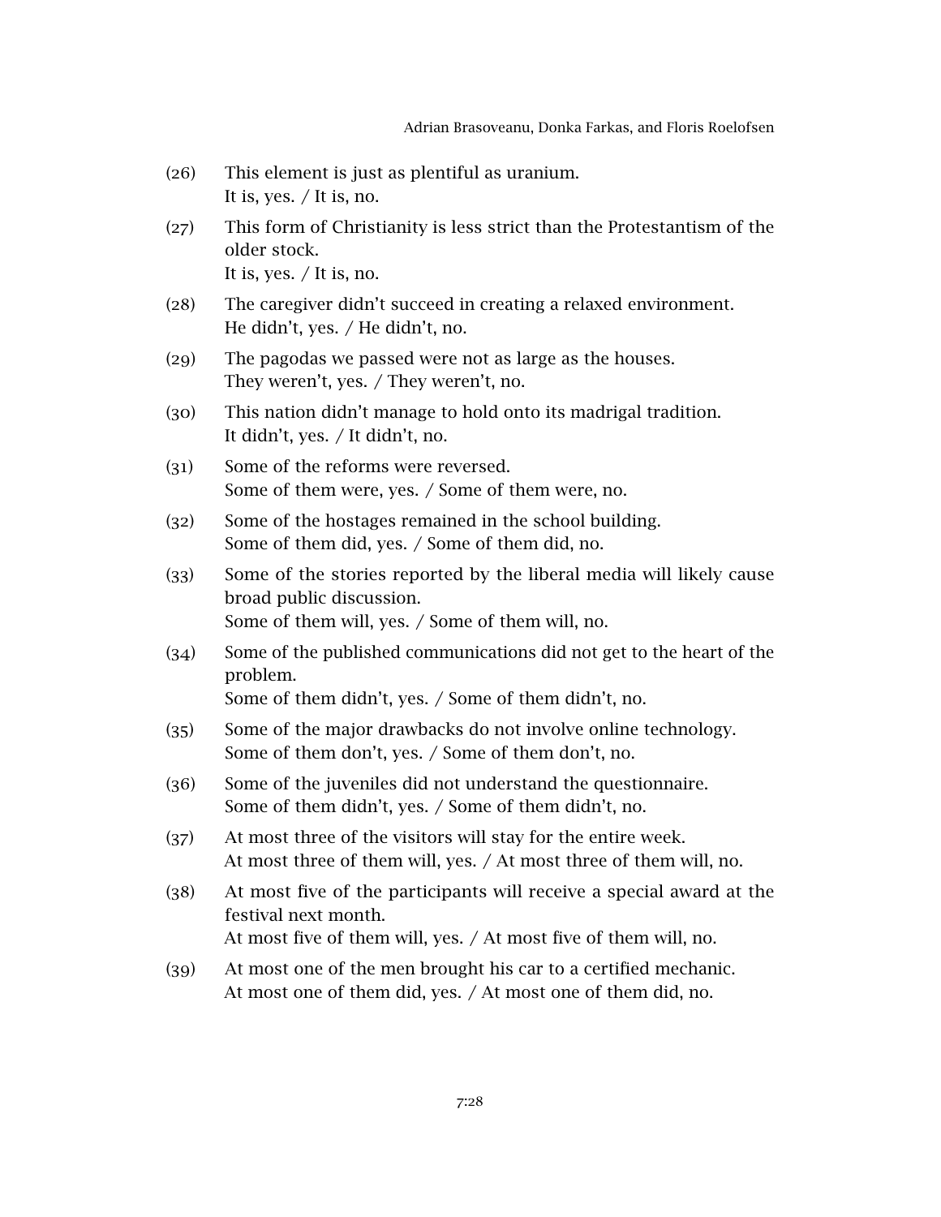(26) This element is just as plentiful as uranium.
It is, yes. / It is, no.

(27) This form of Christianity is less strict than the Protestantism of the older stock.
It is, yes. / It is, no.

(28) The caregiver didn't succeed in creating a relaxed environment.
He didn't, yes. / He didn't, no.

(29) The pagodas we passed were not as large as the houses.
They weren't, yes. / They weren't, no.

(30) This nation didn't manage to hold onto its madrigal tradition.
It didn't, yes. / It didn't, no.

(31) Some of the reforms were reversed.
Some of them were, yes. / Some of them were, no.

(32) Some of the hostages remained in the school building.
Some of them did, yes. / Some of them did, no.

(33) Some of the stories reported by the liberal media will likely cause broad public discussion.
Some of them will, yes. / Some of them will, no.

(34) Some of the published communications did not get to the heart of the problem.
Some of them didn't, yes. / Some of them didn't, no.

(35) Some of the major drawbacks do not involve online technology.
Some of them don't, yes. / Some of them don't, no.

(36) Some of the juveniles did not understand the questionnaire.
Some of them didn't, yes. / Some of them didn't, no.

(37) At most three of the visitors will stay for the entire week.
At most three of them will, yes. / At most three of them will, no.

(38) At most five of the participants will receive a special award at the festival next month.
At most five of them will, yes. / At most five of them will, no.

(39) At most one of the men brought his car to a certified mechanic.
At most one of them did, yes. / At most one of them did, no.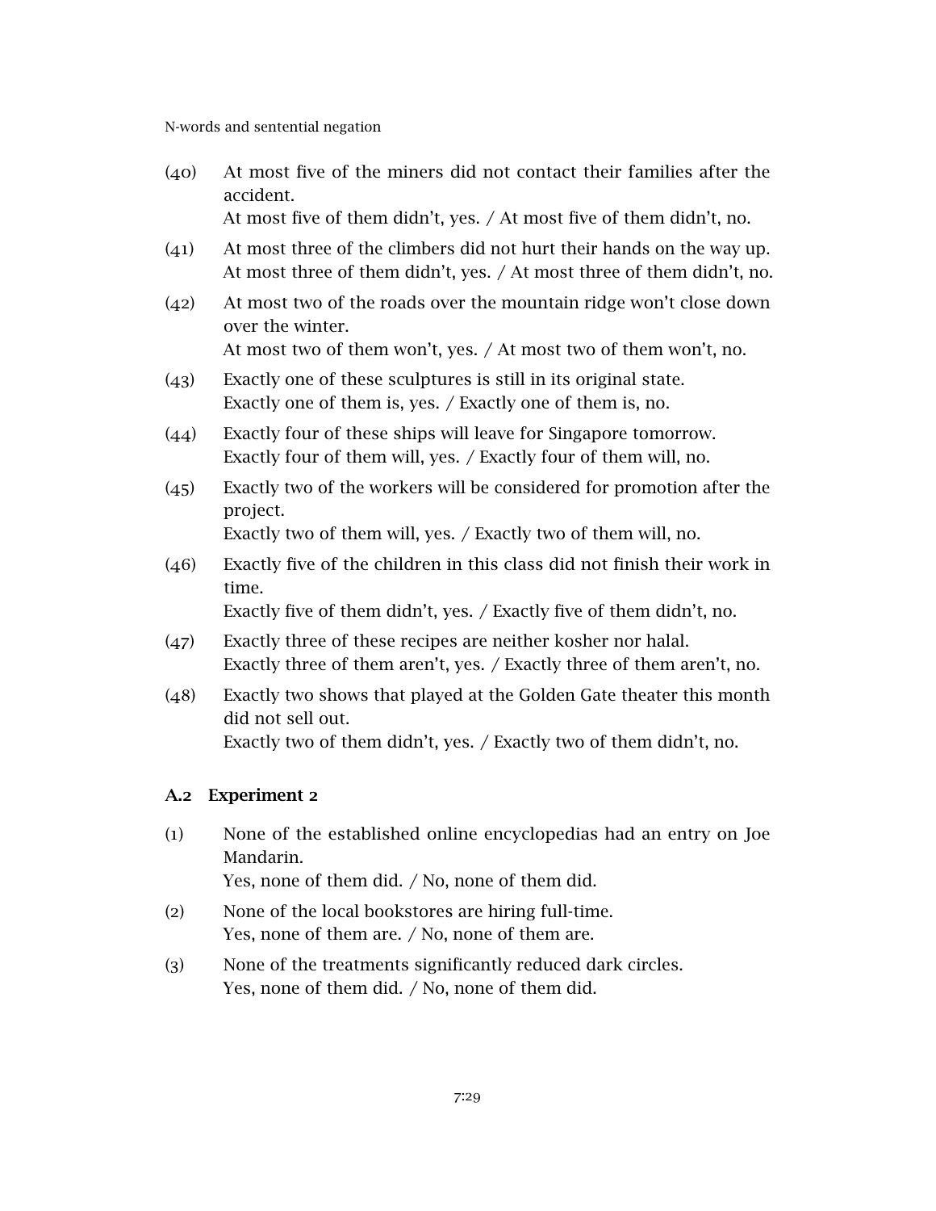(40) At most five of the miners did not contact their families after the accident.
At most five of them didn't, yes. / At most five of them didn't, no.

(41) At most three of the climbers did not hurt their hands on the way up.
At most three of them didn't, yes. / At most three of them didn't, no.

(42) At most two of the roads over the mountain ridge won't close down over the winter.
At most two of them won't, yes. / At most two of them won't, no.

(43) Exactly one of these sculptures is still in its original state.
Exactly one of them is, yes. / Exactly one of them is, no.

(44) Exactly four of these ships will leave for Singapore tomorrow.
Exactly four of them will, yes. / Exactly four of them will, no.

(45) Exactly two of the workers will be considered for promotion after the project.
Exactly two of them will, yes. / Exactly two of them will, no.

(46) Exactly five of the children in this class did not finish their work in time.
Exactly five of them didn't, yes. / Exactly five of them didn't, no.

(47) Exactly three of these recipes are neither kosher nor halal.
Exactly three of them aren't, yes. / Exactly three of them aren't, no.

(48) Exactly two shows that played at the Golden Gate theater this month did not sell out.
Exactly two of them didn't, yes. / Exactly two of them didn't, no.

## A.2 Experiment 2

(1) None of the established online encyclopedias had an entry on Joe Mandarin.
Yes, none of them did. / No, none of them did.

(2) None of the local bookstores are hiring full-time.
Yes, none of them are. / No, none of them are.

(3) None of the treatments significantly reduced dark circles.
Yes, none of them did. / No, none of them did.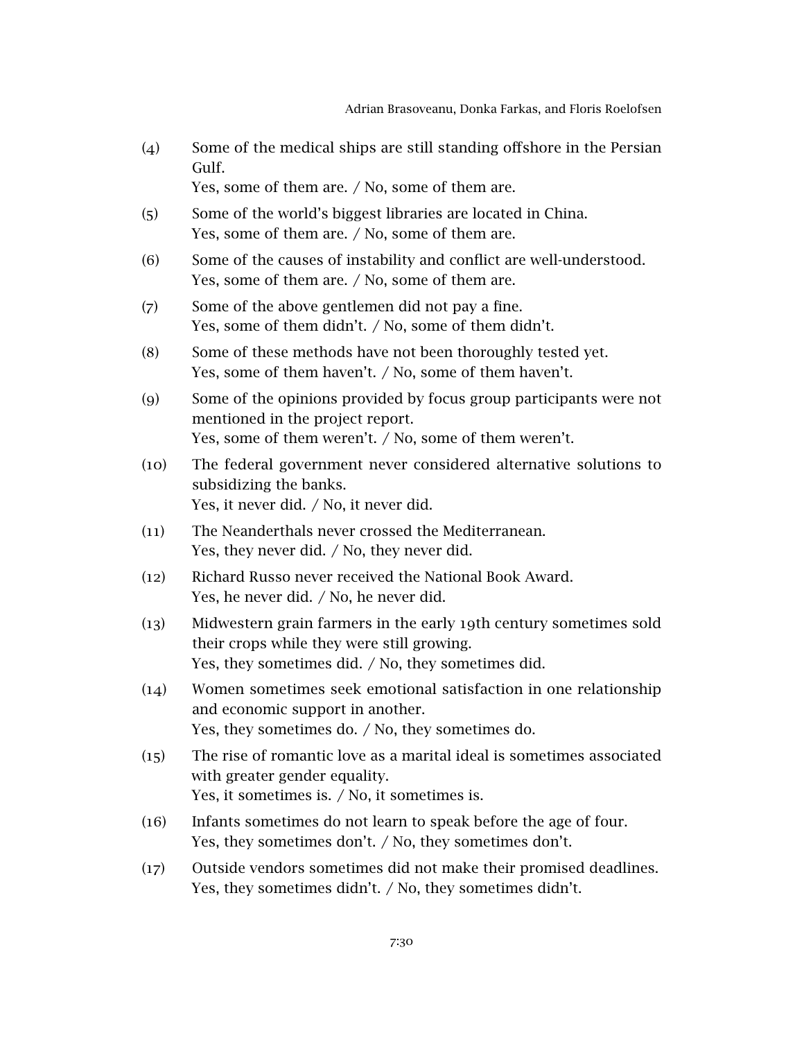(4) Some of the medical ships are still standing offshore in the Persian Gulf.
Yes, some of them are. / No, some of them are.

(5) Some of the world's biggest libraries are located in China.
Yes, some of them are. / No, some of them are.

(6) Some of the causes of instability and conflict are well-understood.
Yes, some of them are. / No, some of them are.

(7) Some of the above gentlemen did not pay a fine.
Yes, some of them didn't. / No, some of them didn't.

(8) Some of these methods have not been thoroughly tested yet.
Yes, some of them haven't. / No, some of them haven't.

(9) Some of the opinions provided by focus group participants were not mentioned in the project report.
Yes, some of them weren't. / No, some of them weren't.

(10) The federal government never considered alternative solutions to subsidizing the banks.
Yes, it never did. / No, it never did.

(11) The Neanderthals never crossed the Mediterranean.
Yes, they never did. / No, they never did.

(12) Richard Russo never received the National Book Award.
Yes, he never did. / No, he never did.

(13) Midwestern grain farmers in the early 19th century sometimes sold their crops while they were still growing.
Yes, they sometimes did. / No, they sometimes did.

(14) Women sometimes seek emotional satisfaction in one relationship and economic support in another.
Yes, they sometimes do. / No, they sometimes do.

(15) The rise of romantic love as a marital ideal is sometimes associated with greater gender equality.
Yes, it sometimes is. / No, it sometimes is.

(16) Infants sometimes do not learn to speak before the age of four.
Yes, they sometimes don't. / No, they sometimes don't.

(17) Outside vendors sometimes did not make their promised deadlines.
Yes, they sometimes didn't. / No, they sometimes didn't.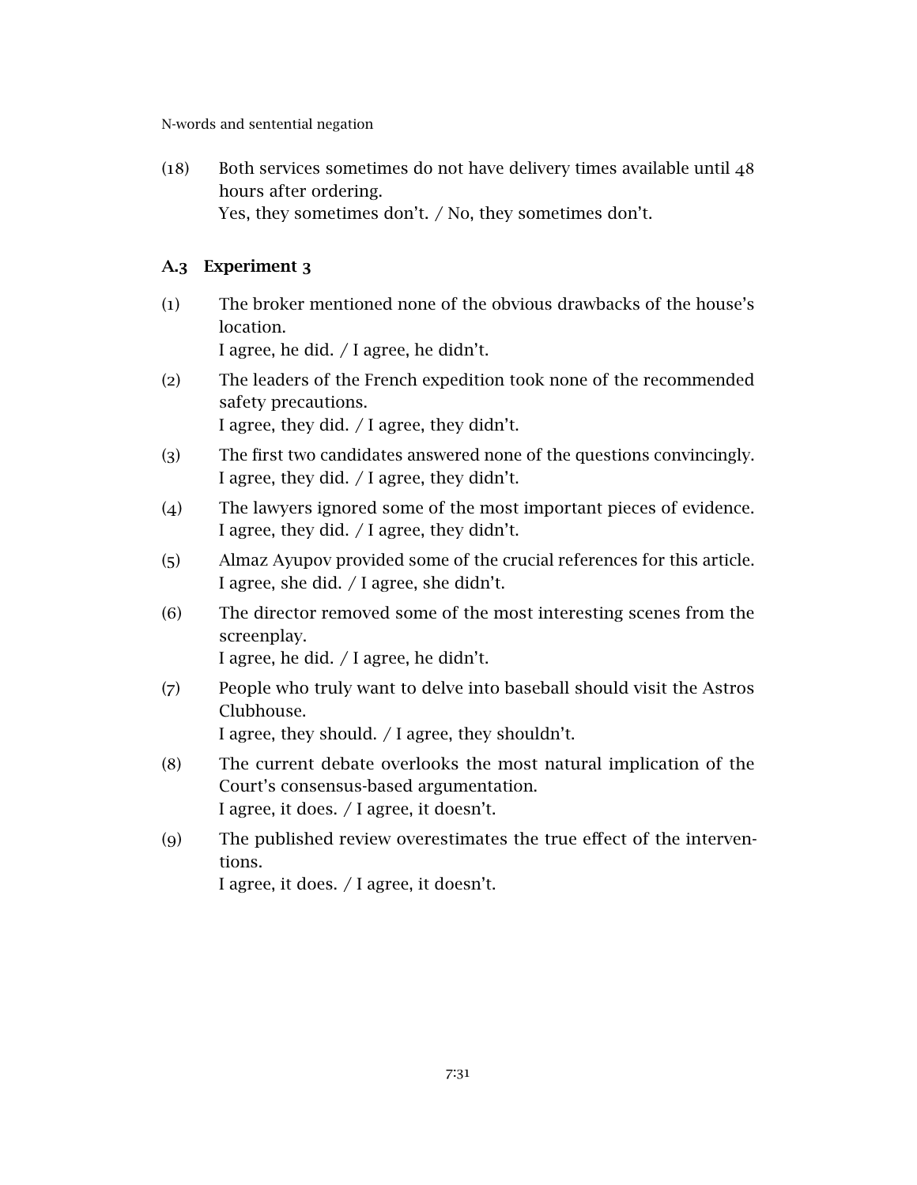(18) Both services sometimes do not have delivery times available until 48 hours after ordering.
Yes, they sometimes don't. / No, they sometimes don't.

### A.3 Experiment 3

(1) The broker mentioned none of the obvious drawbacks of the house's location.
I agree, he did. / I agree, he didn't.

(2) The leaders of the French expedition took none of the recommended safety precautions.
I agree, they did. / I agree, they didn't.

(3) The first two candidates answered none of the questions convincingly.
I agree, they did. / I agree, they didn't.

(4) The lawyers ignored some of the most important pieces of evidence.
I agree, they did. / I agree, they didn't.

(5) Almaz Ayupov provided some of the crucial references for this article.
I agree, she did. / I agree, she didn't.

(6) The director removed some of the most interesting scenes from the screenplay.
I agree, he did. / I agree, he didn't.

(7) People who truly want to delve into baseball should visit the Astros Clubhouse.
I agree, they should. / I agree, they shouldn't.

(8) The current debate overlooks the most natural implication of the Court's consensus-based argumentation.
I agree, it does. / I agree, it doesn't.

(9) The published review overestimates the true effect of the interventions.
I agree, it does. / I agree, it doesn't.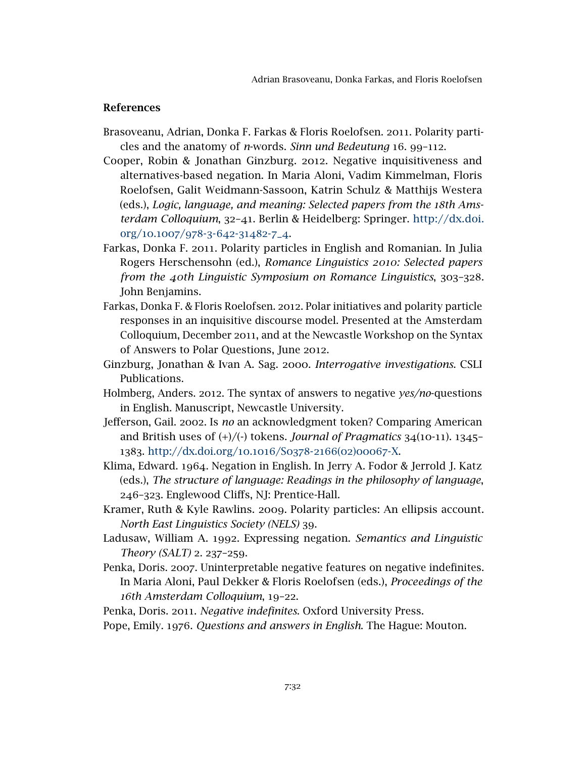## References

Brasoveanu, Adrian, Donka F. Farkas & Floris Roelofsen. 2011. Polarity particles and the anatomy of *n*-words. *Sinn und Bedeutung* 16. 99–112.

Cooper, Robin & Jonathan Ginzburg. 2012. Negative inquisitiveness and alternatives-based negation. In Maria Aloni, Vadim Kimmelman, Floris Roelofsen, Galit Weidmann-Sassoon, Katrin Schulz & Matthijs Westera (eds.), *Logic, language, and meaning: Selected papers from the 18th Amsterdam Colloquium*, 32–41. Berlin & Heidelberg: Springer. http://dx.doi.org/10.1007/978-3-642-31482-7_4.

Farkas, Donka F. 2011. Polarity particles in English and Romanian. In Julia Rogers Herschensohn (ed.), *Romance Linguistics 2010: Selected papers from the 40th Linguistic Symposium on Romance Linguistics*, 303–328. John Benjamins.

Farkas, Donka F. & Floris Roelofsen. 2012. Polar initiatives and polarity particle responses in an inquisitive discourse model. Presented at the Amsterdam Colloquium, December 2011, and at the Newcastle Workshop on the Syntax of Answers to Polar Questions, June 2012.

Ginzburg, Jonathan & Ivan A. Sag. 2000. *Interrogative investigations*. CSLI Publications.

Holmberg, Anders. 2012. The syntax of answers to negative *yes/no*-questions in English. Manuscript, Newcastle University.

Jefferson, Gail. 2002. Is *no* an acknowledgment token? Comparing American and British uses of (+)/(-) tokens. *Journal of Pragmatics* 34(10-11). 1345–1383. http://dx.doi.org/10.1016/S0378-2166(02)00067-X.

Klima, Edward. 1964. Negation in English. In Jerry A. Fodor & Jerrold J. Katz (eds.), *The structure of language: Readings in the philosophy of language*, 246–323. Englewood Cliffs, NJ: Prentice-Hall.

Kramer, Ruth & Kyle Rawlins. 2009. Polarity particles: An ellipsis account. *North East Linguistics Society (NELS)* 39.

Ladusaw, William A. 1992. Expressing negation. *Semantics and Linguistic Theory (SALT)* 2. 237–259.

Penka, Doris. 2007. Uninterpretable negative features on negative indefinites. In Maria Aloni, Paul Dekker & Floris Roelofsen (eds.), *Proceedings of the 16th Amsterdam Colloquium*, 19–22.

Penka, Doris. 2011. *Negative indefinites*. Oxford University Press.

Pope, Emily. 1976. *Questions and answers in English*. The Hague: Mouton.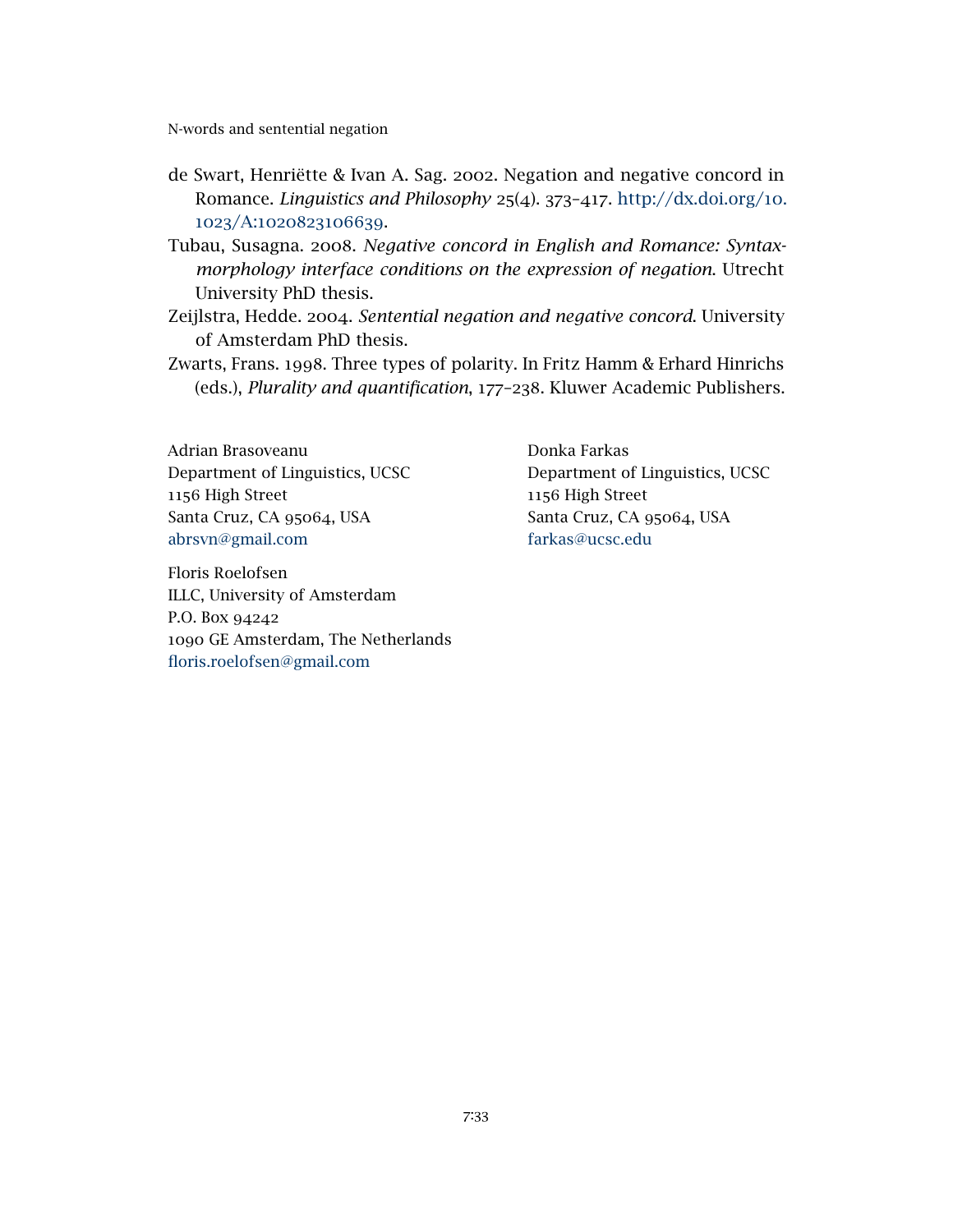de Swart, Henriëtte & Ivan A. Sag. 2002. Negation and negative concord in Romance. *Linguistics and Philosophy* 25(4). 373–417. http://dx.doi.org/10.1023/A:1020823106639.

Tubau, Susagna. 2008. *Negative concord in English and Romance: Syntax-morphology interface conditions on the expression of negation*. Utrecht University PhD thesis.

Zeijlstra, Hedde. 2004. *Sentential negation and negative concord*. University of Amsterdam PhD thesis.

Zwarts, Frans. 1998. Three types of polarity. In Fritz Hamm & Erhard Hinrichs (eds.), *Plurality and quantification*, 177–238. Kluwer Academic Publishers.

Adrian Brasoveanu
Department of Linguistics, UCSC
1156 High Street
Santa Cruz, CA 95064, USA
abrsvn@gmail.com

Donka Farkas
Department of Linguistics, UCSC
1156 High Street
Santa Cruz, CA 95064, USA
farkas@ucsc.edu

Floris Roelofsen
ILLC, University of Amsterdam
P.O. Box 94242
1090 GE Amsterdam, The Netherlands
floris.roelofsen@gmail.com